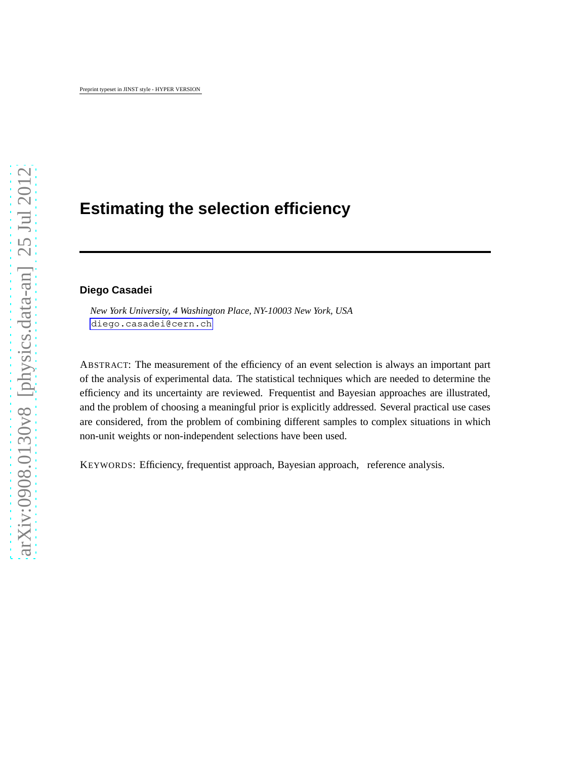# Estimating the selection efficiency

**Diego Casadei**

*New York University, 4 Washington Place, NY-10003 New York, USA*
diego.casadei@cern.ch

ABSTRACT: The measurement of the efficiency of an event selection is always an important part of the analysis of experimental data. The statistical techniques which are needed to determine the efficiency and its uncertainty are reviewed. Frequentist and Bayesian approaches are illustrated, and the problem of choosing a meaningful prior is explicitly addressed. Several practical use cases are considered, from the problem of combining different samples to complex situations in which non-unit weights or non-independent selections have been used.

KEYWORDS: Efficiency, frequentist approach, Bayesian approach, reference analysis.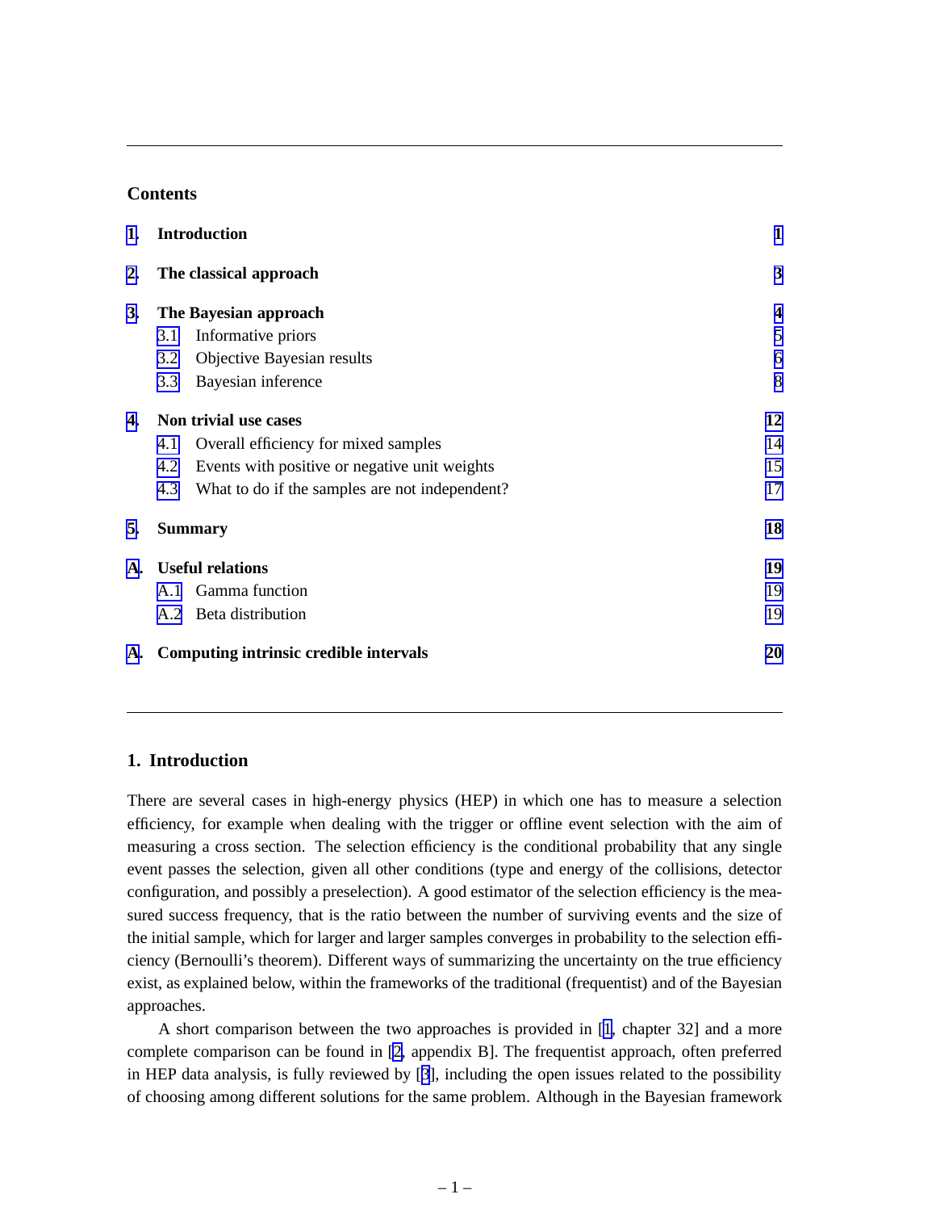## Contents

| | | |
|---|---|---|
| **1.** | **Introduction** | **1** |
| **2.** | **The classical approach** | **3** |
| **3.** | **The Bayesian approach** | **4** |
| | 3.1 Informative priors | 5 |
| | 3.2 Objective Bayesian results | 6 |
| | 3.3 Bayesian inference | 8 |
| **4.** | **Non trivial use cases** | **12** |
| | 4.1 Overall efficiency for mixed samples | 14 |
| | 4.2 Events with positive or negative unit weights | 15 |
| | 4.3 What to do if the samples are not independent? | 17 |
| **5.** | **Summary** | **18** |
| **A.** | **Useful relations** | **19** |
| | A.1 Gamma function | 19 |
| | A.2 Beta distribution | 19 |
| **A.** | **Computing intrinsic credible intervals** | **20** |

## 1. Introduction

There are several cases in high-energy physics (HEP) in which one has to measure a selection efficiency, for example when dealing with the trigger or offline event selection with the aim of measuring a cross section. The selection efficiency is the conditional probability that any single event passes the selection, given all other conditions (type and energy of the collisions, detector configuration, and possibly a preselection). A good estimator of the selection efficiency is the measured success frequency, that is the ratio between the number of surviving events and the size of the initial sample, which for larger and larger samples converges in probability to the selection efficiency (Bernoulli's theorem). Different ways of summarizing the uncertainty on the true efficiency exist, as explained below, within the frameworks of the traditional (frequentist) and of the Bayesian approaches.

A short comparison between the two approaches is provided in [1, chapter 32] and a more complete comparison can be found in [2, appendix B]. The frequentist approach, often preferred in HEP data analysis, is fully reviewed by [3], including the open issues related to the possibility of choosing among different solutions for the same problem. Although in the Bayesian framework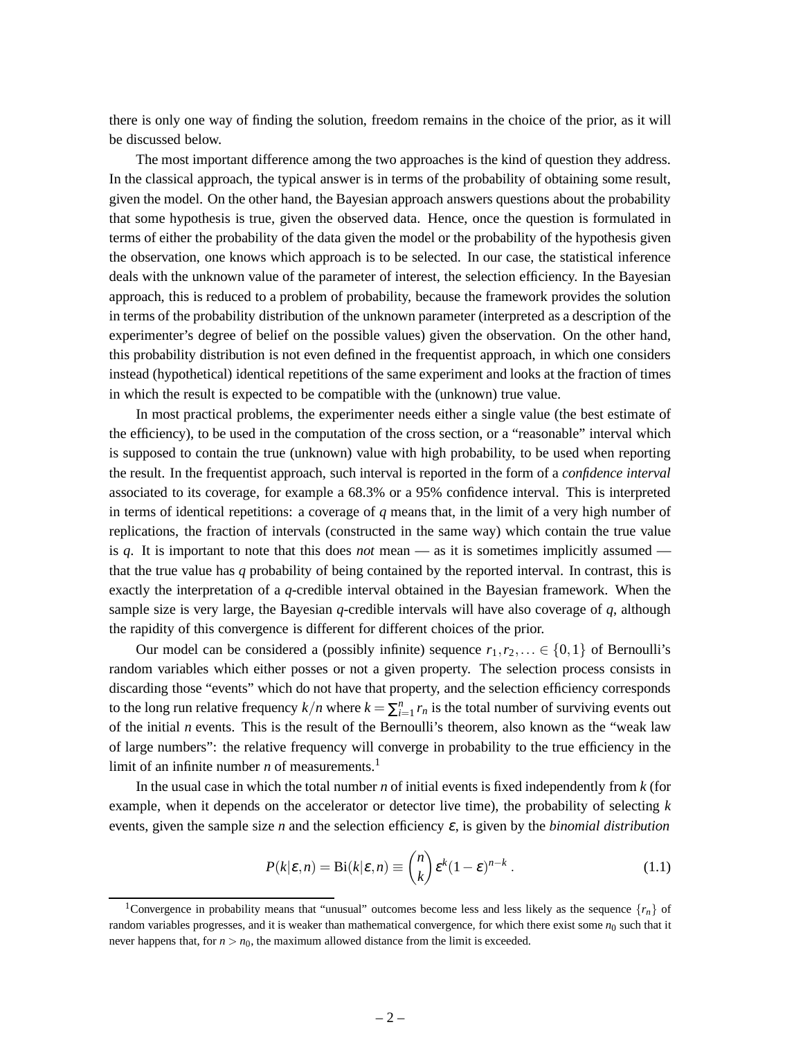there is only one way of finding the solution, freedom remains in the choice of the prior, as it will be discussed below.

The most important difference among the two approaches is the kind of question they address. In the classical approach, the typical answer is in terms of the probability of obtaining some result, given the model. On the other hand, the Bayesian approach answers questions about the probability that some hypothesis is true, given the observed data. Hence, once the question is formulated in terms of either the probability of the data given the model or the probability of the hypothesis given the observation, one knows which approach is to be selected. In our case, the statistical inference deals with the unknown value of the parameter of interest, the selection efficiency. In the Bayesian approach, this is reduced to a problem of probability, because the framework provides the solution in terms of the probability distribution of the unknown parameter (interpreted as a description of the experimenter's degree of belief on the possible values) given the observation. On the other hand, this probability distribution is not even defined in the frequentist approach, in which one considers instead (hypothetical) identical repetitions of the same experiment and looks at the fraction of times in which the result is expected to be compatible with the (unknown) true value.

In most practical problems, the experimenter needs either a single value (the best estimate of the efficiency), to be used in the computation of the cross section, or a "reasonable" interval which is supposed to contain the true (unknown) value with high probability, to be used when reporting the result. In the frequentist approach, such interval is reported in the form of a *confidence interval* associated to its coverage, for example a 68.3% or a 95% confidence interval. This is interpreted in terms of identical repetitions: a coverage of $q$ means that, in the limit of a very high number of replications, the fraction of intervals (constructed in the same way) which contain the true value is $q$. It is important to note that this does *not* mean — as it is sometimes implicitly assumed — that the true value has $q$ probability of being contained by the reported interval. In contrast, this is exactly the interpretation of a $q$-credible interval obtained in the Bayesian framework. When the sample size is very large, the Bayesian $q$-credible intervals will have also coverage of $q$, although the rapidity of this convergence is different for different choices of the prior.

Our model can be considered a (possibly infinite) sequence $r_1, r_2, \ldots \in \{0,1\}$ of Bernoulli's random variables which either posses or not a given property. The selection process consists in discarding those "events" which do not have that property, and the selection efficiency corresponds to the long run relative frequency $k/n$ where $k = \sum_{i=1}^{n} r_n$ is the total number of surviving events out of the initial $n$ events. This is the result of the Bernoulli's theorem, also known as the "weak law of large numbers": the relative frequency will converge in probability to the true efficiency in the limit of an infinite number $n$ of measurements.[1]

In the usual case in which the total number $n$ of initial events is fixed independently from $k$ (for example, when it depends on the accelerator or detector live time), the probability of selecting $k$ events, given the sample size $n$ and the selection efficiency $\varepsilon$, is given by the *binomial distribution*

$$P(k|\varepsilon,n) = \mathrm{Bi}(k|\varepsilon,n) \equiv \binom{n}{k} \varepsilon^k (1-\varepsilon)^{n-k} \,. \tag{1.1}$$

[1]Convergence in probability means that "unusual" outcomes become less and less likely as the sequence $\{r_n\}$ of random variables progresses, and it is weaker than mathematical convergence, for which there exist some $n_0$ such that it never happens that, for $n > n_0$, the maximum allowed distance from the limit is exceeded.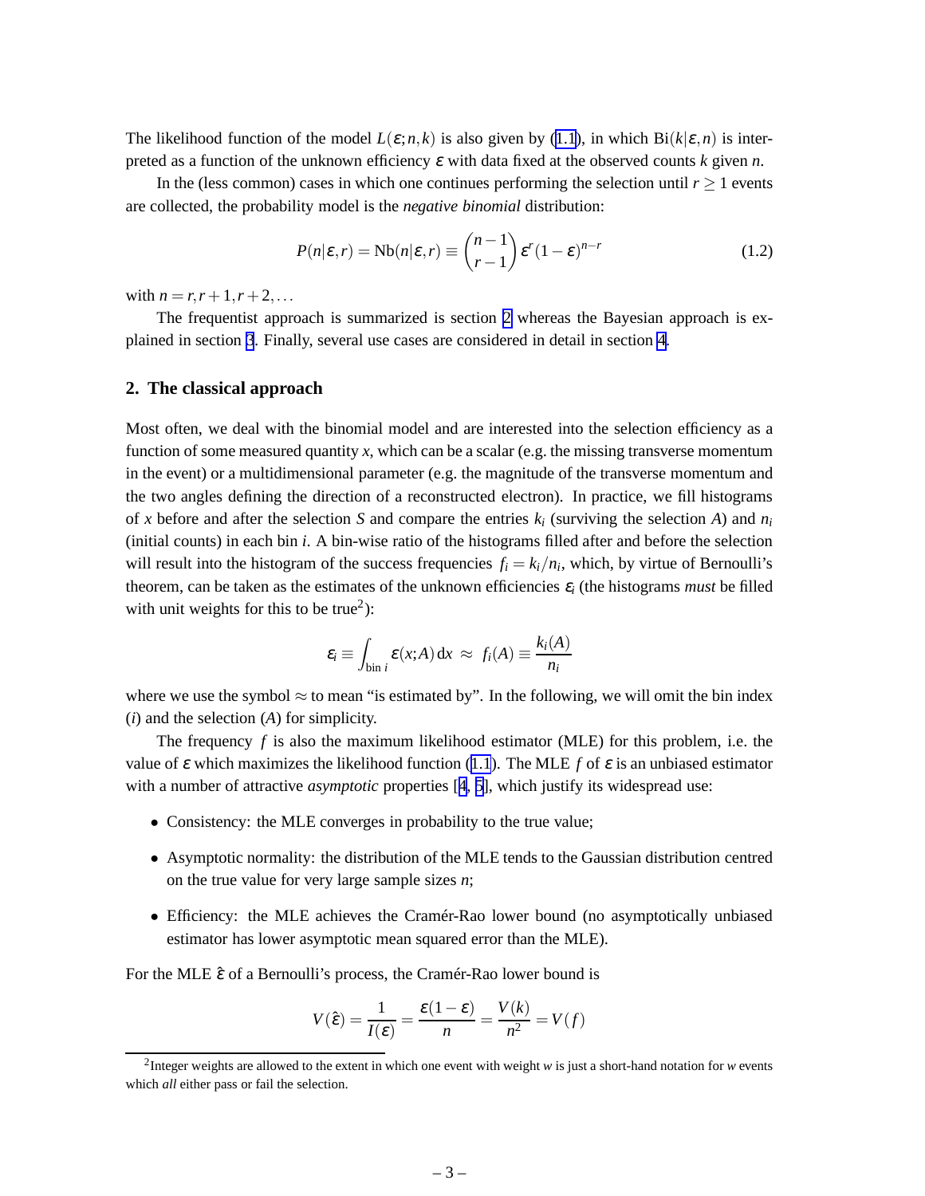The likelihood function of the model $L(\varepsilon; n, k)$ is also given by (1.1), in which $\mathrm{Bi}(k|\varepsilon, n)$ is interpreted as a function of the unknown efficiency $\varepsilon$ with data fixed at the observed counts $k$ given $n$.

In the (less common) cases in which one continues performing the selection until $r \geq 1$ events are collected, the probability model is the *negative binomial* distribution:

$$P(n|\varepsilon, r) = \mathrm{Nb}(n|\varepsilon, r) \equiv \binom{n-1}{r-1} \varepsilon^r (1-\varepsilon)^{n-r} \tag{1.2}$$

with $n = r, r+1, r+2, \ldots$

The frequentist approach is summarized is section 2 whereas the Bayesian approach is explained in section 3. Finally, several use cases are considered in detail in section 4.

## 2. The classical approach

Most often, we deal with the binomial model and are interested into the selection efficiency as a function of some measured quantity $x$, which can be a scalar (e.g. the missing transverse momentum in the event) or a multidimensional parameter (e.g. the magnitude of the transverse momentum and the two angles defining the direction of a reconstructed electron). In practice, we fill histograms of $x$ before and after the selection $S$ and compare the entries $k_i$ (surviving the selection $A$) and $n_i$ (initial counts) in each bin $i$. A bin-wise ratio of the histograms filled after and before the selection will result into the histogram of the success frequencies $f_i = k_i/n_i$, which, by virtue of Bernoulli's theorem, can be taken as the estimates of the unknown efficiencies $\varepsilon_i$ (the histograms *must* be filled with unit weights for this to be true[2]):

$$\varepsilon_i \equiv \int_{\text{bin } i} \varepsilon(x; A)\, \mathrm{d}x \;\approx\; f_i(A) \equiv \frac{k_i(A)}{n_i}$$

where we use the symbol $\approx$ to mean "is estimated by". In the following, we will omit the bin index ($i$) and the selection ($A$) for simplicity.

The frequency $f$ is also the maximum likelihood estimator (MLE) for this problem, i.e. the value of $\varepsilon$ which maximizes the likelihood function (1.1). The MLE $f$ of $\varepsilon$ is an unbiased estimator with a number of attractive *asymptotic* properties [4, 5], which justify its widespread use:

- Consistency: the MLE converges in probability to the true value;
- Asymptotic normality: the distribution of the MLE tends to the Gaussian distribution centred on the true value for very large sample sizes $n$;
- Efficiency: the MLE achieves the Cramér-Rao lower bound (no asymptotically unbiased estimator has lower asymptotic mean squared error than the MLE).

For the MLE $\hat{\varepsilon}$ of a Bernoulli's process, the Cramér-Rao lower bound is

$$V(\hat{\varepsilon}) = \frac{1}{I(\varepsilon)} = \frac{\varepsilon(1-\varepsilon)}{n} = \frac{V(k)}{n^2} = V(f)$$

[2] Integer weights are allowed to the extent in which one event with weight $w$ is just a short-hand notation for $w$ events which *all* either pass or fail the selection.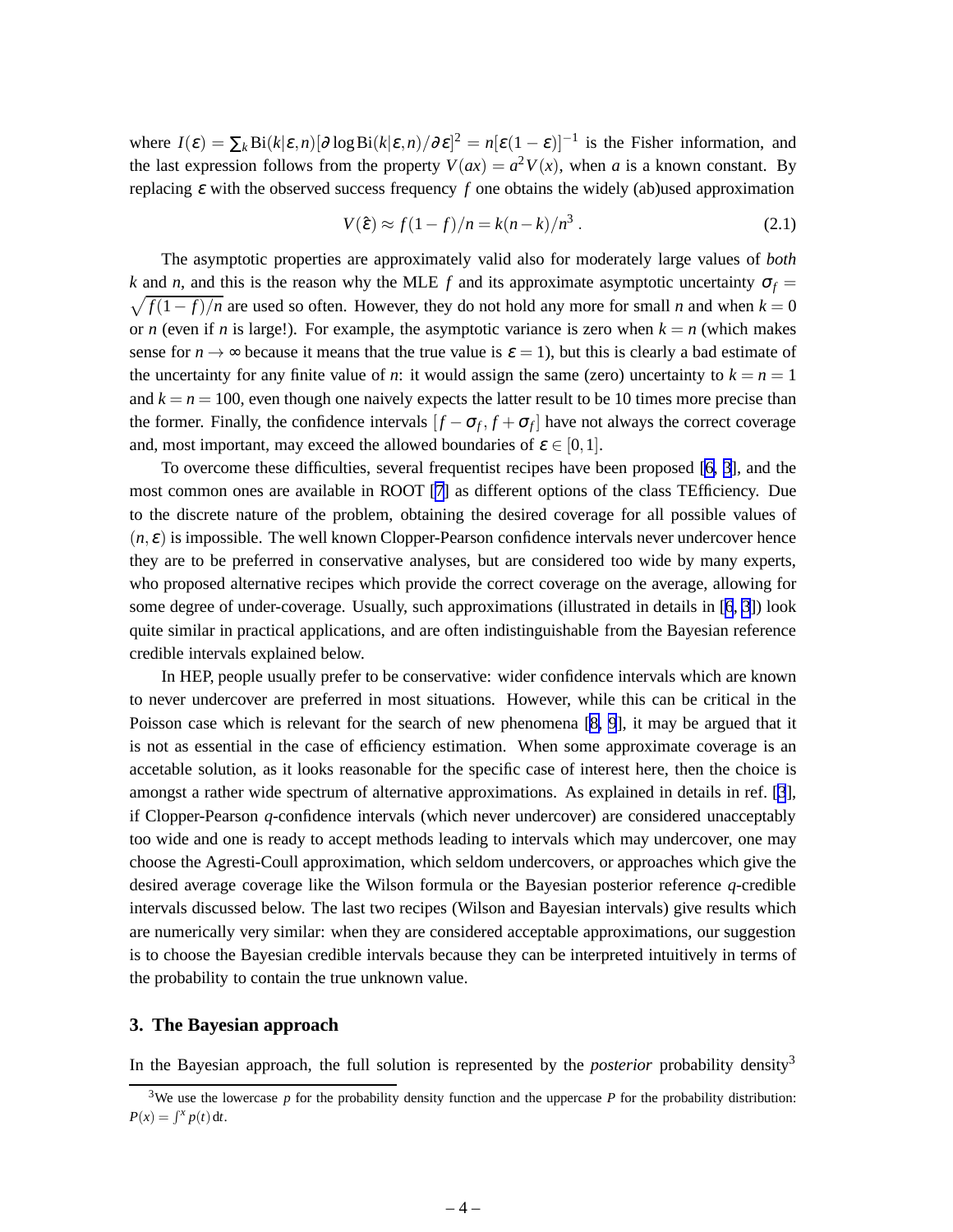where $I(\varepsilon) = \sum_k \mathrm{Bi}(k|\varepsilon,n)[\partial \log \mathrm{Bi}(k|\varepsilon,n)/\partial\varepsilon]^2 = n[\varepsilon(1-\varepsilon)]^{-1}$ is the Fisher information, and the last expression follows from the property $V(ax) = a^2V(x)$, when $a$ is a known constant. By replacing $\varepsilon$ with the observed success frequency $f$ one obtains the widely (ab)used approximation

$$V(\hat{\varepsilon}) \approx f(1-f)/n = k(n-k)/n^3 \,. \tag{2.1}$$

The asymptotic properties are approximately valid also for moderately large values of *both* $k$ and $n$, and this is the reason why the MLE $f$ and its approximate asymptotic uncertainty $\sigma_f = \sqrt{f(1-f)/n}$ are used so often. However, they do not hold any more for small $n$ and when $k = 0$ or $n$ (even if $n$ is large!). For example, the asymptotic variance is zero when $k = n$ (which makes sense for $n \to \infty$ because it means that the true value is $\varepsilon = 1$), but this is clearly a bad estimate of the uncertainty for any finite value of $n$: it would assign the same (zero) uncertainty to $k = n = 1$ and $k = n = 100$, even though one naively expects the latter result to be 10 times more precise than the former. Finally, the confidence intervals $[f - \sigma_f, f + \sigma_f]$ have not always the correct coverage and, most important, may exceed the allowed boundaries of $\varepsilon \in [0,1]$.

To overcome these difficulties, several frequentist recipes have been proposed [6, 3], and the most common ones are available in ROOT [7] as different options of the class TEfficiency. Due to the discrete nature of the problem, obtaining the desired coverage for all possible values of $(n,\varepsilon)$ is impossible. The well known Clopper-Pearson confidence intervals never undercover hence they are to be preferred in conservative analyses, but are considered too wide by many experts, who proposed alternative recipes which provide the correct coverage on the average, allowing for some degree of under-coverage. Usually, such approximations (illustrated in details in [6, 3]) look quite similar in practical applications, and are often indistinguishable from the Bayesian reference credible intervals explained below.

In HEP, people usually prefer to be conservative: wider confidence intervals which are known to never undercover are preferred in most situations. However, while this can be critical in the Poisson case which is relevant for the search of new phenomena [8, 9], it may be argued that it is not as essential in the case of efficiency estimation. When some approximate coverage is an accetable solution, as it looks reasonable for the specific case of interest here, then the choice is amongst a rather wide spectrum of alternative approximations. As explained in details in ref. [3], if Clopper-Pearson $q$-confidence intervals (which never undercover) are considered unacceptably too wide and one is ready to accept methods leading to intervals which may undercover, one may choose the Agresti-Coull approximation, which seldom undercovers, or approaches which give the desired average coverage like the Wilson formula or the Bayesian posterior reference $q$-credible intervals discussed below. The last two recipes (Wilson and Bayesian intervals) give results which are numerically very similar: when they are considered acceptable approximations, our suggestion is to choose the Bayesian credible intervals because they can be interpreted intuitively in terms of the probability to contain the true unknown value.

## 3. The Bayesian approach

In the Bayesian approach, the full solution is represented by the *posterior* probability density[3]

[3] We use the lowercase $p$ for the probability density function and the uppercase $P$ for the probability distribution: $P(x) = \int^x p(t)\,\mathrm{d}t$.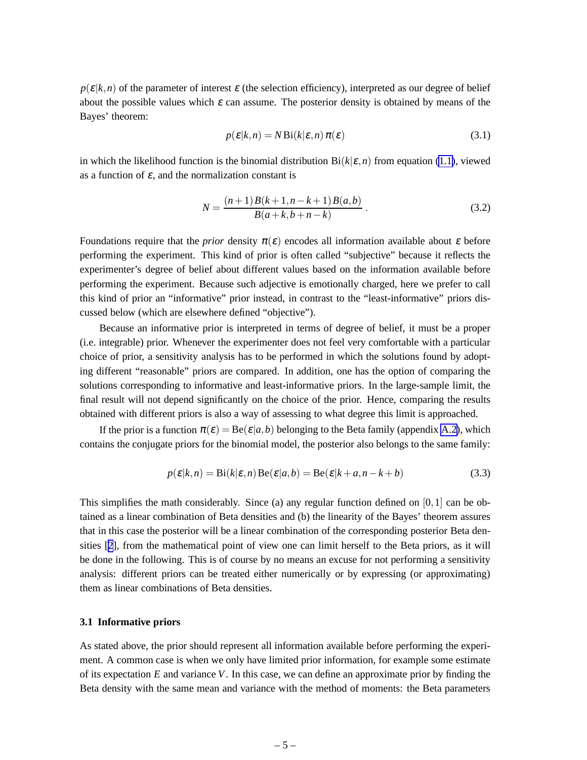$p(\varepsilon|k,n)$ of the parameter of interest $\varepsilon$ (the selection efficiency), interpreted as our degree of belief about the possible values which $\varepsilon$ can assume. The posterior density is obtained by means of the Bayes' theorem:

$$p(\varepsilon|k,n) = N \, \mathrm{Bi}(k|\varepsilon,n) \, \pi(\varepsilon) \tag{3.1}$$

in which the likelihood function is the binomial distribution $\mathrm{Bi}(k|\varepsilon,n)$ from equation (1.1), viewed as a function of $\varepsilon$, and the normalization constant is

$$N = \frac{(n+1)\, B(k+1,n-k+1)\, B(a,b)}{B(a+k,b+n-k)} \,. \tag{3.2}$$

Foundations require that the *prior* density $\pi(\varepsilon)$ encodes all information available about $\varepsilon$ before performing the experiment. This kind of prior is often called "subjective" because it reflects the experimenter's degree of belief about different values based on the information available before performing the experiment. Because such adjective is emotionally charged, here we prefer to call this kind of prior an "informative" prior instead, in contrast to the "least-informative" priors discussed below (which are elsewhere defined "objective").

Because an informative prior is interpreted in terms of degree of belief, it must be a proper (i.e. integrable) prior. Whenever the experimenter does not feel very comfortable with a particular choice of prior, a sensitivity analysis has to be performed in which the solutions found by adopting different "reasonable" priors are compared. In addition, one has the option of comparing the solutions corresponding to informative and least-informative priors. In the large-sample limit, the final result will not depend significantly on the choice of the prior. Hence, comparing the results obtained with different priors is also a way of assessing to what degree this limit is approached.

If the prior is a function $\pi(\varepsilon) = \mathrm{Be}(\varepsilon|a,b)$ belonging to the Beta family (appendix A.2), which contains the conjugate priors for the binomial model, the posterior also belongs to the same family:

$$p(\varepsilon|k,n) = \mathrm{Bi}(k|\varepsilon,n)\, \mathrm{Be}(\varepsilon|a,b) = \mathrm{Be}(\varepsilon|k+a,n-k+b) \tag{3.3}$$

This simplifies the math considerably. Since (a) any regular function defined on $[0,1]$ can be obtained as a linear combination of Beta densities and (b) the linearity of the Bayes' theorem assures that in this case the posterior will be a linear combination of the corresponding posterior Beta densities [2], from the mathematical point of view one can limit herself to the Beta priors, as it will be done in the following. This is of course by no means an excuse for not performing a sensitivity analysis: different priors can be treated either numerically or by expressing (or approximating) them as linear combinations of Beta densities.

### 3.1 Informative priors

As stated above, the prior should represent all information available before performing the experiment. A common case is when we only have limited prior information, for example some estimate of its expectation $E$ and variance $V$. In this case, we can define an approximate prior by finding the Beta density with the same mean and variance with the method of moments: the Beta parameters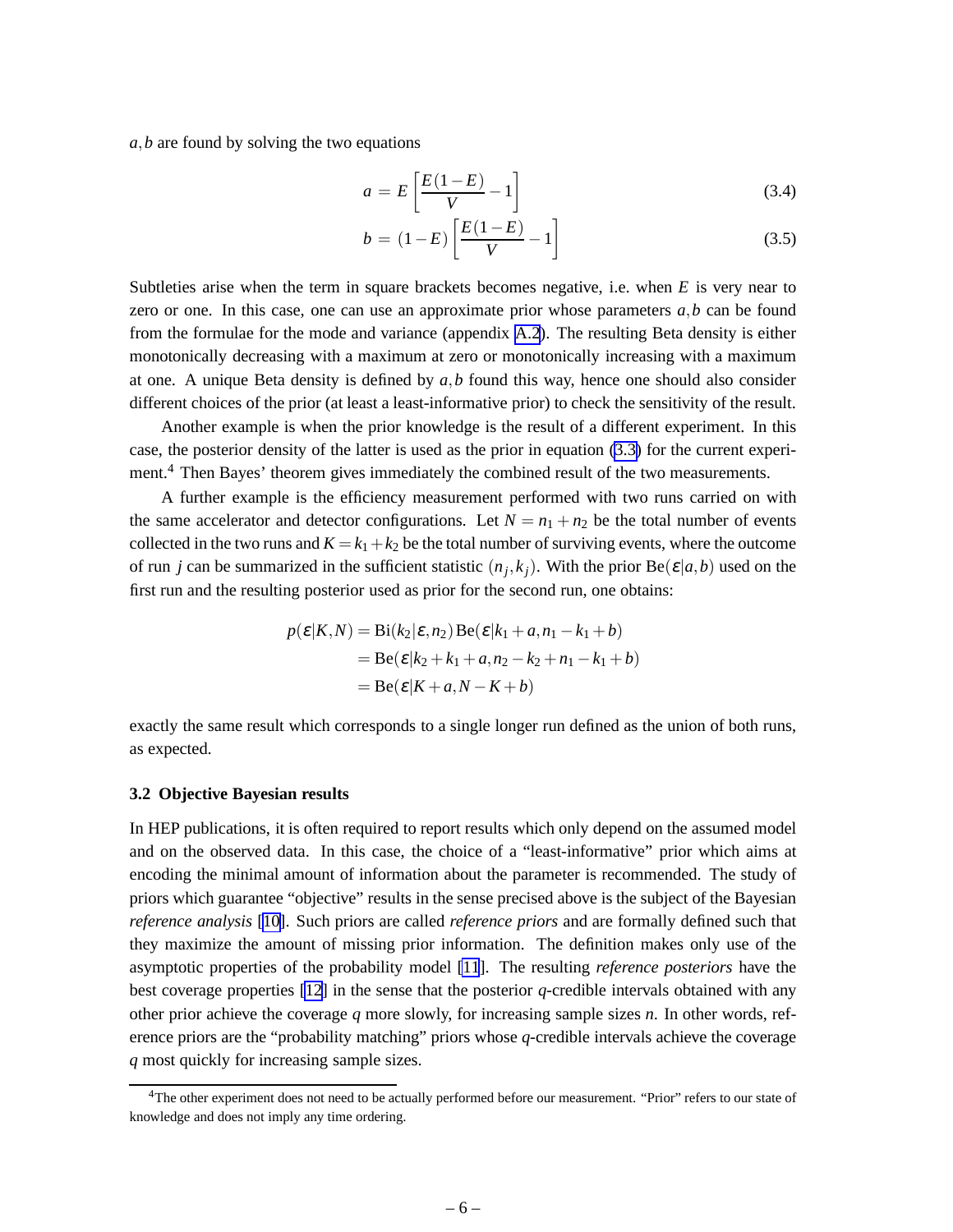$a,b$ are found by solving the two equations

$$a = E\left[\frac{E(1-E)}{V} - 1\right] \tag{3.4}$$

$$b = (1-E)\left[\frac{E(1-E)}{V} - 1\right] \tag{3.5}$$

Subtleties arise when the term in square brackets becomes negative, i.e. when $E$ is very near to zero or one. In this case, one can use an approximate prior whose parameters $a,b$ can be found from the formulae for the mode and variance (appendix A.2). The resulting Beta density is either monotonically decreasing with a maximum at zero or monotonically increasing with a maximum at one. A unique Beta density is defined by $a,b$ found this way, hence one should also consider different choices of the prior (at least a least-informative prior) to check the sensitivity of the result.

Another example is when the prior knowledge is the result of a different experiment. In this case, the posterior density of the latter is used as the prior in equation (3.3) for the current experiment.[4] Then Bayes' theorem gives immediately the combined result of the two measurements.

A further example is the efficiency measurement performed with two runs carried on with the same accelerator and detector configurations. Let $N = n_1 + n_2$ be the total number of events collected in the two runs and $K = k_1 + k_2$ be the total number of surviving events, where the outcome of run $j$ can be summarized in the sufficient statistic $(n_j, k_j)$. With the prior $\mathrm{Be}(\varepsilon|a,b)$ used on the first run and the resulting posterior used as prior for the second run, one obtains:

$$\begin{aligned} p(\varepsilon|K,N) &= \mathrm{Bi}(k_2|\varepsilon,n_2)\,\mathrm{Be}(\varepsilon|k_1+a, n_1-k_1+b) \\ &= \mathrm{Be}(\varepsilon|k_2+k_1+a, n_2-k_2+n_1-k_1+b) \\ &= \mathrm{Be}(\varepsilon|K+a, N-K+b) \end{aligned}$$

exactly the same result which corresponds to a single longer run defined as the union of both runs, as expected.

### 3.2 Objective Bayesian results

In HEP publications, it is often required to report results which only depend on the assumed model and on the observed data. In this case, the choice of a "least-informative" prior which aims at encoding the minimal amount of information about the parameter is recommended. The study of priors which guarantee "objective" results in the sense precised above is the subject of the Bayesian *reference analysis* [10]. Such priors are called *reference priors* and are formally defined such that they maximize the amount of missing prior information. The definition makes only use of the asymptotic properties of the probability model [11]. The resulting *reference posteriors* have the best coverage properties [12] in the sense that the posterior $q$-credible intervals obtained with any other prior achieve the coverage $q$ more slowly, for increasing sample sizes $n$. In other words, reference priors are the "probability matching" priors whose $q$-credible intervals achieve the coverage $q$ most quickly for increasing sample sizes.

[4] The other experiment does not need to be actually performed before our measurement. "Prior" refers to our state of knowledge and does not imply any time ordering.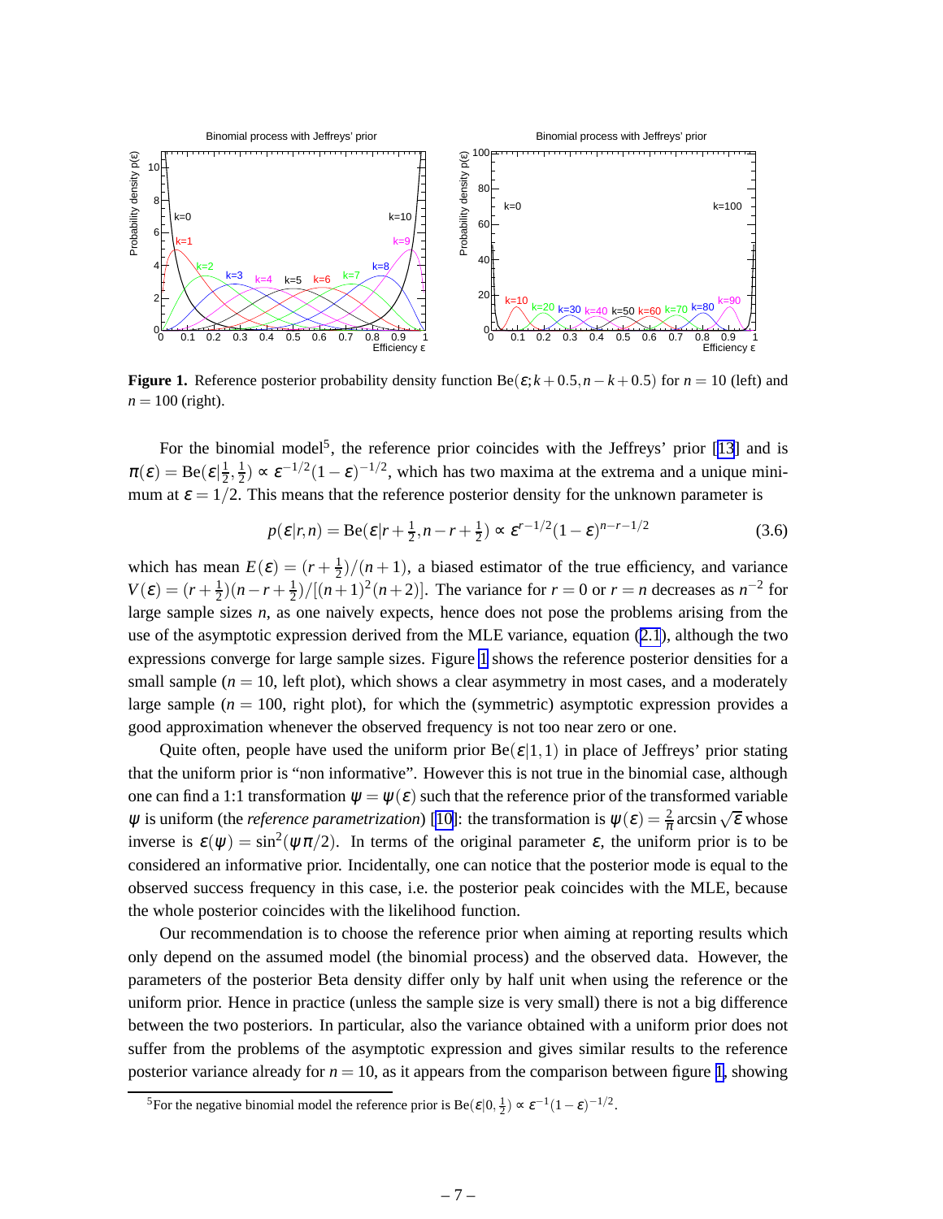**Figure 1.** Reference posterior probability density function $\mathrm{Be}(\varepsilon; k+0.5, n-k+0.5)$ for $n = 10$ (left) and $n = 100$ (right).

For the binomial model[5], the reference prior coincides with the Jeffreys' prior [13] and is $\pi(\varepsilon) = \mathrm{Be}(\varepsilon|\frac{1}{2},\frac{1}{2}) \propto \varepsilon^{-1/2}(1-\varepsilon)^{-1/2}$, which has two maxima at the extrema and a unique minimum at $\varepsilon = 1/2$. This means that the reference posterior density for the unknown parameter is

$$p(\varepsilon|r,n) = \mathrm{Be}(\varepsilon|r+\tfrac{1}{2}, n-r+\tfrac{1}{2}) \propto \varepsilon^{r-1/2}(1-\varepsilon)^{n-r-1/2} \tag{3.6}$$

which has mean $E(\varepsilon) = (r+\frac{1}{2})/(n+1)$, a biased estimator of the true efficiency, and variance $V(\varepsilon) = (r+\frac{1}{2})(n-r+\frac{1}{2})/[(n+1)^2(n+2)]$. The variance for $r = 0$ or $r = n$ decreases as $n^{-2}$ for large sample sizes $n$, as one naively expects, hence does not pose the problems arising from the use of the asymptotic expression derived from the MLE variance, equation (2.1), although the two expressions converge for large sample sizes. Figure 1 shows the reference posterior densities for a small sample ($n = 10$, left plot), which shows a clear asymmetry in most cases, and a moderately large sample ($n = 100$, right plot), for which the (symmetric) asymptotic expression provides a good approximation whenever the observed frequency is not too near zero or one.

Quite often, people have used the uniform prior $\mathrm{Be}(\varepsilon|1,1)$ in place of Jeffreys' prior stating that the uniform prior is "non informative". However this is not true in the binomial case, although one can find a 1:1 transformation $\psi = \psi(\varepsilon)$ such that the reference prior of the transformed variable $\psi$ is uniform (the *reference parametrization*) [10]: the transformation is $\psi(\varepsilon) = \frac{2}{\pi}\arcsin\sqrt{\varepsilon}$ whose inverse is $\varepsilon(\psi) = \sin^2(\psi\pi/2)$. In terms of the original parameter $\varepsilon$, the uniform prior is to be considered an informative prior. Incidentally, one can notice that the posterior mode is equal to the observed success frequency in this case, i.e. the posterior peak coincides with the MLE, because the whole posterior coincides with the likelihood function.

Our recommendation is to choose the reference prior when aiming at reporting results which only depend on the assumed model (the binomial process) and the observed data. However, the parameters of the posterior Beta density differ only by half unit when using the reference or the uniform prior. Hence in practice (unless the sample size is very small) there is not a big difference between the two posteriors. In particular, also the variance obtained with a uniform prior does not suffer from the problems of the asymptotic expression and gives similar results to the reference posterior variance already for $n = 10$, as it appears from the comparison between figure 1, showing

[5] For the negative binomial model the reference prior is $\mathrm{Be}(\varepsilon|0,\frac{1}{2}) \propto \varepsilon^{-1}(1-\varepsilon)^{-1/2}$.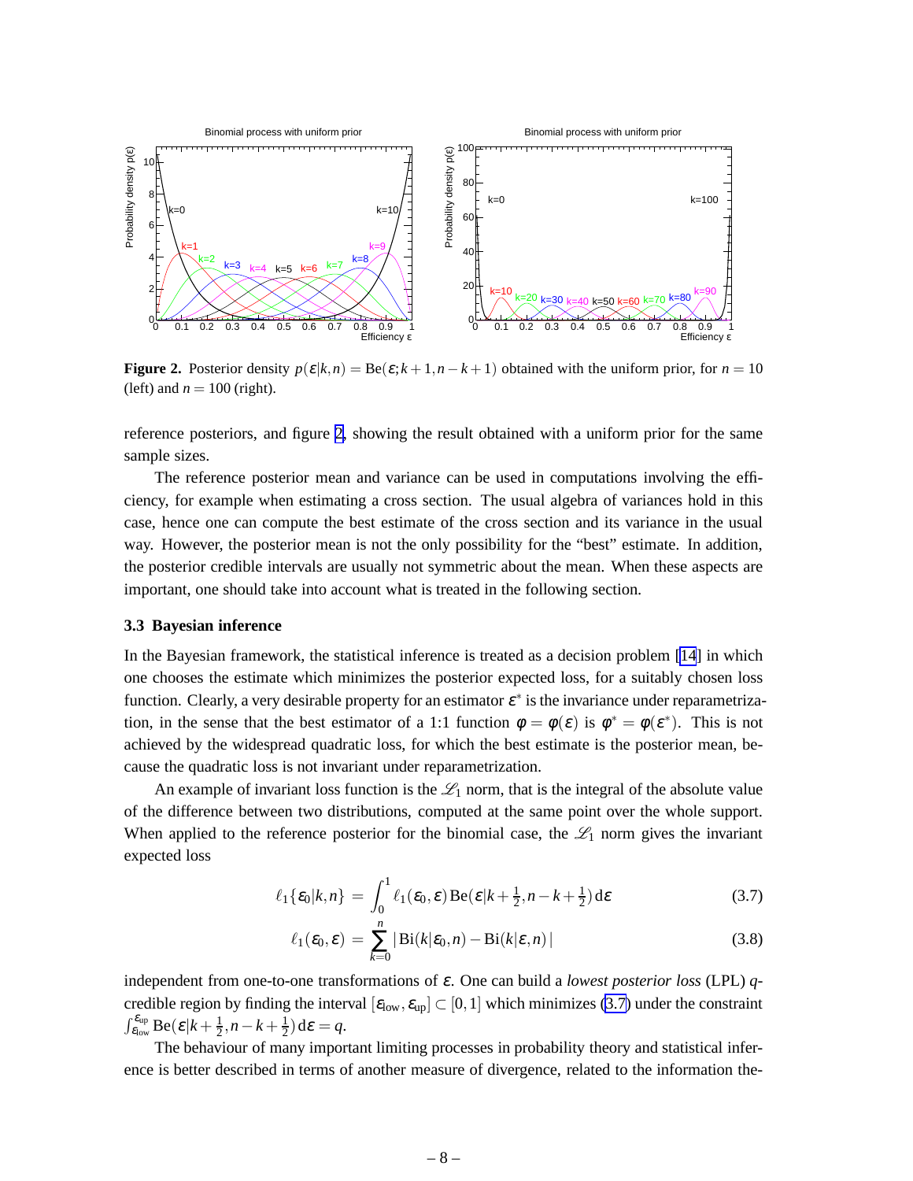**Figure 2.** Posterior density $p(\varepsilon|k,n) = \mathrm{Be}(\varepsilon; k+1, n-k+1)$ obtained with the uniform prior, for $n = 10$ (left) and $n = 100$ (right).

reference posteriors, and figure 2, showing the result obtained with a uniform prior for the same sample sizes.

The reference posterior mean and variance can be used in computations involving the efficiency, for example when estimating a cross section. The usual algebra of variances hold in this case, hence one can compute the best estimate of the cross section and its variance in the usual way. However, the posterior mean is not the only possibility for the "best" estimate. In addition, the posterior credible intervals are usually not symmetric about the mean. When these aspects are important, one should take into account what is treated in the following section.

### 3.3 Bayesian inference

In the Bayesian framework, the statistical inference is treated as a decision problem [14] in which one chooses the estimate which minimizes the posterior expected loss, for a suitably chosen loss function. Clearly, a very desirable property for an estimator $\varepsilon^*$ is the invariance under reparametrization, in the sense that the best estimator of a 1:1 function $\varphi = \varphi(\varepsilon)$ is $\varphi^* = \varphi(\varepsilon^*)$. This is not achieved by the widespread quadratic loss, for which the best estimate is the posterior mean, because the quadratic loss is not invariant under reparametrization.

An example of invariant loss function is the $\mathscr{L}_1$ norm, that is the integral of the absolute value of the difference between two distributions, computed at the same point over the whole support. When applied to the reference posterior for the binomial case, the $\mathscr{L}_1$ norm gives the invariant expected loss

$$\ell_1\{\varepsilon_0|k,n\} = \int_0^1 \ell_1(\varepsilon_0,\varepsilon)\,\mathrm{Be}(\varepsilon|k+\tfrac{1}{2}, n-k+\tfrac{1}{2})\,\mathrm{d}\varepsilon \tag{3.7}$$

$$\ell_1(\varepsilon_0,\varepsilon) = \sum_{k=0}^{n} |\,\mathrm{Bi}(k|\varepsilon_0,n) - \mathrm{Bi}(k|\varepsilon,n)\,| \tag{3.8}$$

independent from one-to-one transformations of $\varepsilon$. One can build a *lowest posterior loss* (LPL) $q$-credible region by finding the interval $[\varepsilon_{\mathrm{low}}, \varepsilon_{\mathrm{up}}] \subset [0,1]$ which minimizes (3.7) under the constraint $\int_{\varepsilon_{\mathrm{low}}}^{\varepsilon_{\mathrm{up}}} \mathrm{Be}(\varepsilon|k+\frac{1}{2}, n-k+\frac{1}{2})\,\mathrm{d}\varepsilon = q$.

The behaviour of many important limiting processes in probability theory and statistical inference is better described in terms of another measure of divergence, related to the information the-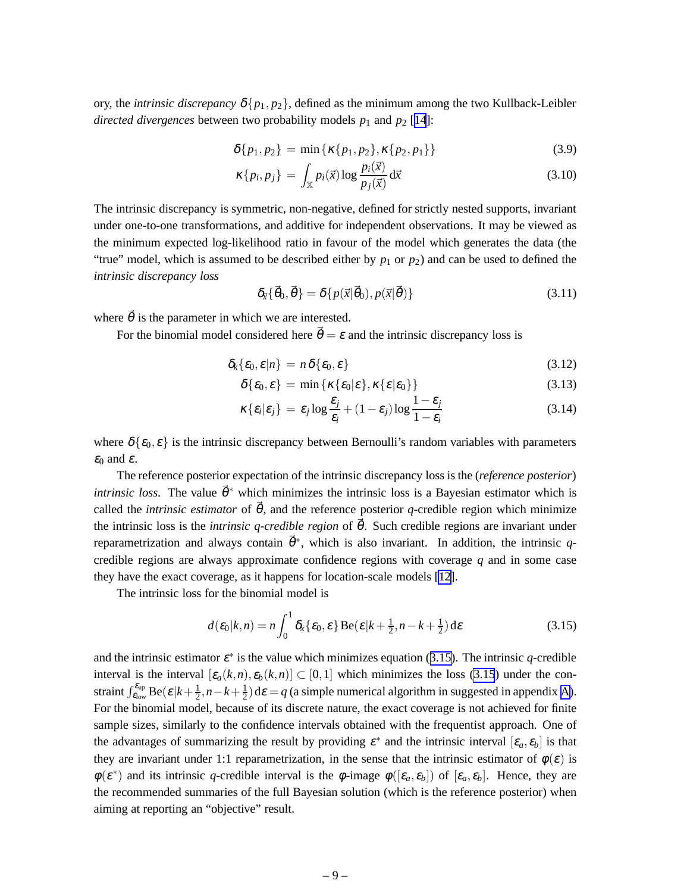ory, the *intrinsic discrepancy* $\delta\{p_1, p_2\}$, defined as the minimum among the two Kullback-Leibler *directed divergences* between two probability models $p_1$ and $p_2$ [14]:

$$\delta\{p_1, p_2\} = \min\{\kappa\{p_1, p_2\}, \kappa\{p_2, p_1\}\} \tag{3.9}$$

$$\kappa\{p_i, p_j\} = \int_{\mathbb{X}} p_i(\vec{x}) \log \frac{p_i(\vec{x})}{p_j(\vec{x})} \, \mathrm{d}\vec{x} \tag{3.10}$$

The intrinsic discrepancy is symmetric, non-negative, defined for strictly nested supports, invariant under one-to-one transformations, and additive for independent observations. It may be viewed as the minimum expected log-likelihood ratio in favour of the model which generates the data (the "true" model, which is assumed to be described either by $p_1$ or $p_2$) and can be used to defined the *intrinsic discrepancy loss*

$$\delta_{\vec{x}}\{\vec{\theta}_0, \vec{\theta}\} = \delta\{p(\vec{x}|\vec{\theta}_0), p(\vec{x}|\vec{\theta})\} \tag{3.11}$$

where $\vec{\theta}$ is the parameter in which we are interested.

For the binomial model considered here $\vec{\theta} = \varepsilon$ and the intrinsic discrepancy loss is

$$\delta_k\{\varepsilon_0, \varepsilon | n\} = n\,\delta\{\varepsilon_0, \varepsilon\} \tag{3.12}$$

$$\delta\{\varepsilon_0, \varepsilon\} = \min\{\kappa\{\varepsilon_0|\varepsilon\}, \kappa\{\varepsilon|\varepsilon_0\}\} \tag{3.13}$$

$$\kappa\{\varepsilon_i|\varepsilon_j\} = \varepsilon_j \log \frac{\varepsilon_j}{\varepsilon_i} + (1-\varepsilon_j) \log \frac{1-\varepsilon_j}{1-\varepsilon_i} \tag{3.14}$$

where $\delta\{\varepsilon_0, \varepsilon\}$ is the intrinsic discrepancy between Bernoulli's random variables with parameters $\varepsilon_0$ and $\varepsilon$.

The reference posterior expectation of the intrinsic discrepancy loss is the (*reference posterior*) *intrinsic loss*. The value $\vec{\theta}^*$ which minimizes the intrinsic loss is a Bayesian estimator which is called the *intrinsic estimator* of $\vec{\theta}$, and the reference posterior *q*-credible region which minimize the intrinsic loss is the *intrinsic q-credible region* of $\vec{\theta}$. Such credible regions are invariant under reparametrization and always contain $\vec{\theta}^*$, which is also invariant. In addition, the intrinsic *q*-credible regions are always approximate confidence regions with coverage $q$ and in some case they have the exact coverage, as it happens for location-scale models [12].

The intrinsic loss for the binomial model is

$$d(\varepsilon_0|k,n) = n \int_0^1 \delta_k\{\varepsilon_0, \varepsilon\} \, \mathrm{Be}(\varepsilon|k+\tfrac{1}{2}, n-k+\tfrac{1}{2}) \, \mathrm{d}\varepsilon \tag{3.15}$$

and the intrinsic estimator $\varepsilon^*$ is the value which minimizes equation (3.15). The intrinsic *q*-credible interval is the interval $[\varepsilon_a(k,n), \varepsilon_b(k,n)] \subset [0,1]$ which minimizes the loss (3.15) under the constraint $\int_{\varepsilon_{\rm low}}^{\varepsilon_{\rm up}} \mathrm{Be}(\varepsilon|k+\frac{1}{2}, n-k+\frac{1}{2}) \, \mathrm{d}\varepsilon = q$ (a simple numerical algorithm in suggested in appendix A). For the binomial model, because of its discrete nature, the exact coverage is not achieved for finite sample sizes, similarly to the confidence intervals obtained with the frequentist approach. One of the advantages of summarizing the result by providing $\varepsilon^*$ and the intrinsic interval $[\varepsilon_a, \varepsilon_b]$ is that they are invariant under 1:1 reparametrization, in the sense that the intrinsic estimator of $\phi(\varepsilon)$ is $\phi(\varepsilon^*)$ and its intrinsic *q*-credible interval is the $\phi$-image $\phi([\varepsilon_a, \varepsilon_b])$ of $[\varepsilon_a, \varepsilon_b]$. Hence, they are the recommended summaries of the full Bayesian solution (which is the reference posterior) when aiming at reporting an "objective" result.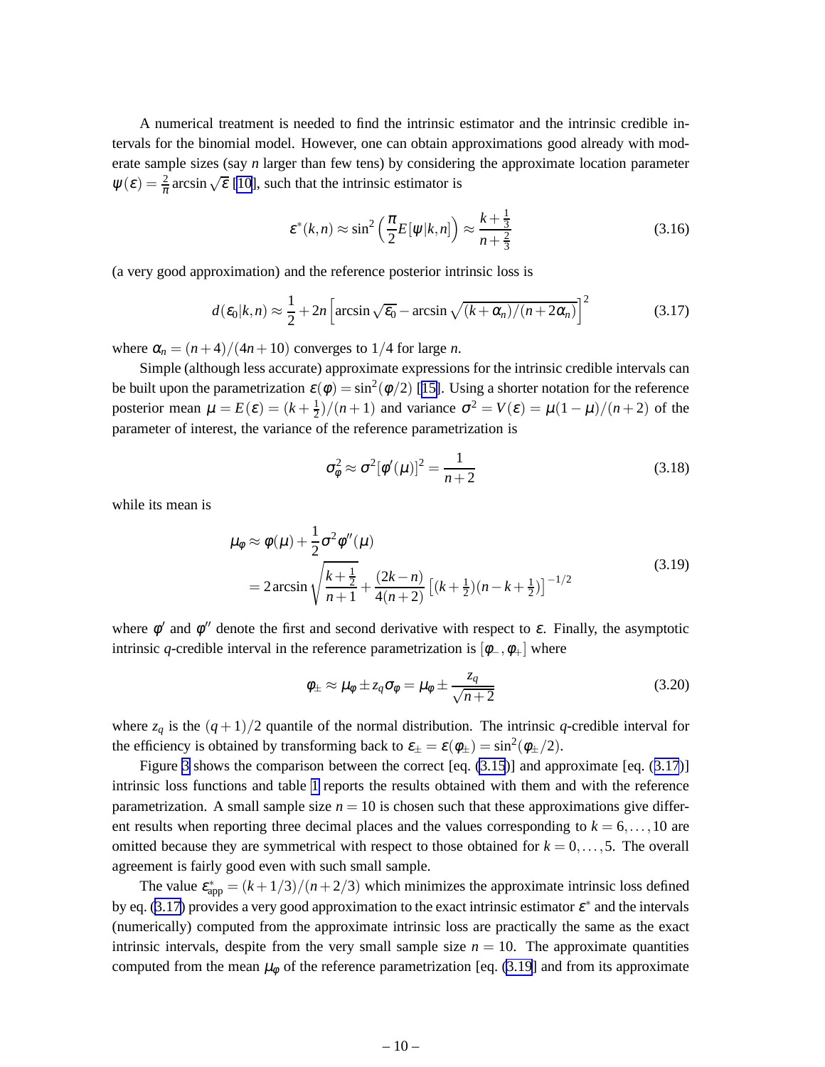A numerical treatment is needed to find the intrinsic estimator and the intrinsic credible intervals for the binomial model. However, one can obtain approximations good already with moderate sample sizes (say $n$ larger than few tens) by considering the approximate location parameter $\psi(\varepsilon) = \frac{2}{\pi}\arcsin\sqrt{\varepsilon}$ [10], such that the intrinsic estimator is

$$\varepsilon^*(k,n) \approx \sin^2\left(\frac{\pi}{2}E[\psi|k,n]\right) \approx \frac{k+\frac{1}{3}}{n+\frac{2}{3}} \tag{3.16}$$

(a very good approximation) and the reference posterior intrinsic loss is

$$d(\varepsilon_0|k,n) \approx \frac{1}{2} + 2n\left[\arcsin\sqrt{\varepsilon_0} - \arcsin\sqrt{(k+\alpha_n)/(n+2\alpha_n)}\right]^2 \tag{3.17}$$

where $\alpha_n = (n+4)/(4n+10)$ converges to $1/4$ for large $n$.

Simple (although less accurate) approximate expressions for the intrinsic credible intervals can be built upon the parametrization $\varepsilon(\phi) = \sin^2(\phi/2)$ [15]. Using a shorter notation for the reference posterior mean $\mu = E(\varepsilon) = (k+\frac{1}{2})/(n+1)$ and variance $\sigma^2 = V(\varepsilon) = \mu(1-\mu)/(n+2)$ of the parameter of interest, the variance of the reference parametrization is

$$\sigma_\phi^2 \approx \sigma^2[\phi'(\mu)]^2 = \frac{1}{n+2} \tag{3.18}$$

while its mean is

$$\begin{aligned}
\mu_\phi &\approx \phi(\mu) + \frac{1}{2}\sigma^2\phi''(\mu) \\
&= 2\arcsin\sqrt{\frac{k+\frac{1}{2}}{n+1}} + \frac{(2k-n)}{4(n+2)}\left[(k+\tfrac{1}{2})(n-k+\tfrac{1}{2})\right]^{-1/2}
\end{aligned} \tag{3.19}$$

where $\phi'$ and $\phi''$ denote the first and second derivative with respect to $\varepsilon$. Finally, the asymptotic intrinsic $q$-credible interval in the reference parametrization is $[\phi_-, \phi_+]$ where

$$\phi_\pm \approx \mu_\phi \pm z_q\sigma_\phi = \mu_\phi \pm \frac{z_q}{\sqrt{n+2}} \tag{3.20}$$

where $z_q$ is the $(q+1)/2$ quantile of the normal distribution. The intrinsic $q$-credible interval for the efficiency is obtained by transforming back to $\varepsilon_\pm = \varepsilon(\phi_\pm) = \sin^2(\phi_\pm/2)$.

Figure 3 shows the comparison between the correct [eq. (3.15)] and approximate [eq. (3.17)] intrinsic loss functions and table 1 reports the results obtained with them and with the reference parametrization. A small sample size $n = 10$ is chosen such that these approximations give different results when reporting three decimal places and the values corresponding to $k = 6,\ldots,10$ are omitted because they are symmetrical with respect to those obtained for $k = 0,\ldots,5$. The overall agreement is fairly good even with such small sample.

The value $\varepsilon^*_{\text{app}} = (k+1/3)/(n+2/3)$ which minimizes the approximate intrinsic loss defined by eq. (3.17) provides a very good approximation to the exact intrinsic estimator $\varepsilon^*$ and the intervals (numerically) computed from the approximate intrinsic loss are practically the same as the exact intrinsic intervals, despite from the very small sample size $n = 10$. The approximate quantities computed from the mean $\mu_\phi$ of the reference parametrization [eq. (3.19)] and from its approximate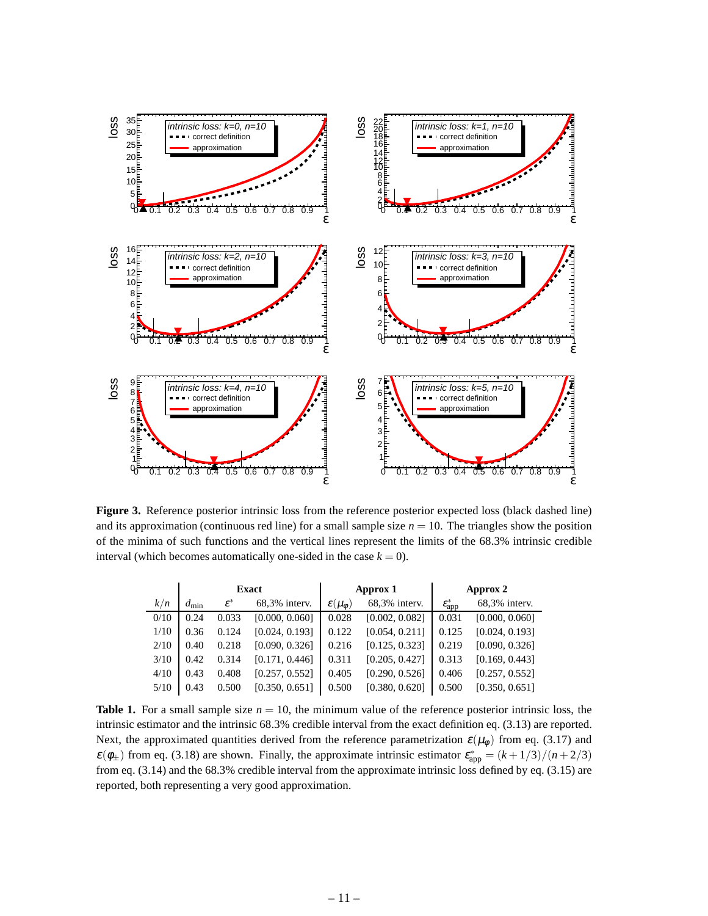**Figure 3.** Reference posterior intrinsic loss from the reference posterior expected loss (black dashed line) and its approximation (continuous red line) for a small sample size $n = 10$. The triangles show the position of the minima of such functions and the vertical lines represent the limits of the 68.3% intrinsic credible interval (which becomes automatically one-sided in the case $k = 0$).

| | **Exact** | | | **Approx 1** | | **Approx 2** | |
|---|---|---|---|---|---|---|---|
| $k/n$ | $d_{\min}$ | $\varepsilon^*$ | 68,3% interv. | $\varepsilon(\mu_\varphi)$ | 68,3% interv. | $\varepsilon^*_{\text{app}}$ | 68,3% interv. |
| 0/10 | 0.24 | 0.033 | [0.000, 0.060] | 0.028 | [0.002, 0.082] | 0.031 | [0.000, 0.060] |
| 1/10 | 0.36 | 0.124 | [0.024, 0.193] | 0.122 | [0.054, 0.211] | 0.125 | [0.024, 0.193] |
| 2/10 | 0.40 | 0.218 | [0.090, 0.326] | 0.216 | [0.125, 0.323] | 0.219 | [0.090, 0.326] |
| 3/10 | 0.42 | 0.314 | [0.171, 0.446] | 0.311 | [0.205, 0.427] | 0.313 | [0.169, 0.443] |
| 4/10 | 0.43 | 0.408 | [0.257, 0.552] | 0.405 | [0.290, 0.526] | 0.406 | [0.257, 0.552] |
| 5/10 | 0.43 | 0.500 | [0.350, 0.651] | 0.500 | [0.380, 0.620] | 0.500 | [0.350, 0.651] |

**Table 1.** For a small sample size $n = 10$, the minimum value of the reference posterior intrinsic loss, the intrinsic estimator and the intrinsic 68.3% credible interval from the exact definition eq. (3.13) are reported. Next, the approximated quantities derived from the reference parametrization $\varepsilon(\mu_\varphi)$ from eq. (3.17) and $\varepsilon(\varphi_\pm)$ from eq. (3.18) are shown. Finally, the approximate intrinsic estimator $\varepsilon^*_{\text{app}} = (k+1/3)/(n+2/3)$ from eq. (3.14) and the 68.3% credible interval from the approximate intrinsic loss defined by eq. (3.15) are reported, both representing a very good approximation.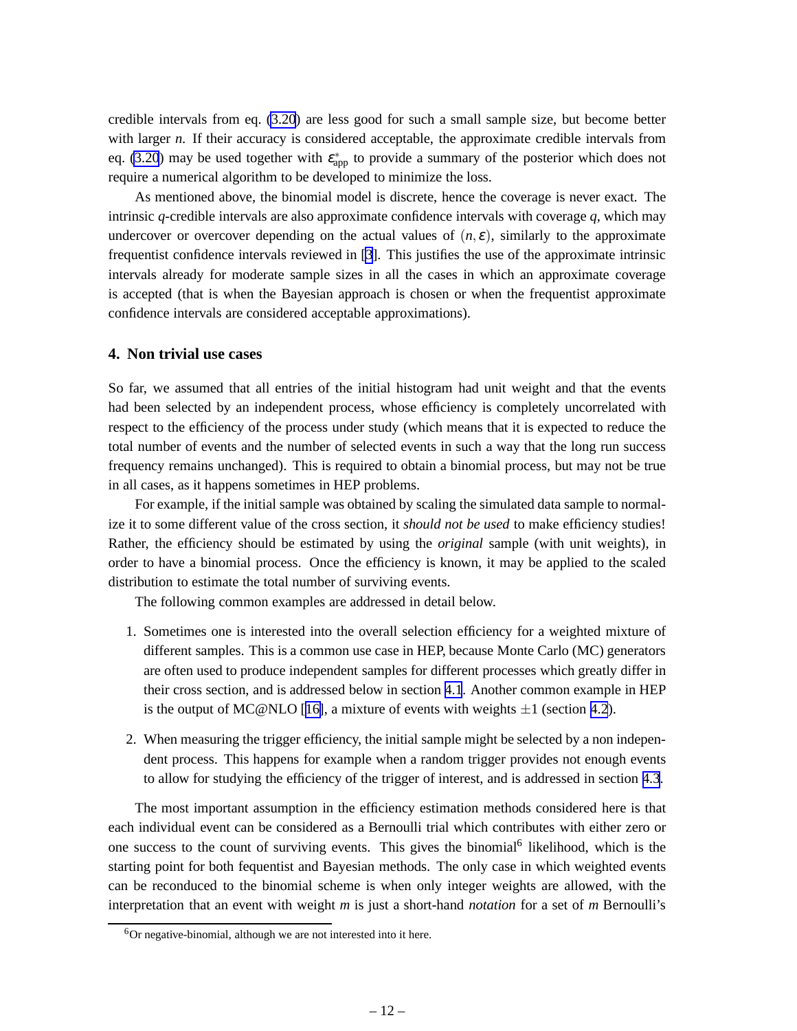credible intervals from eq. (3.20) are less good for such a small sample size, but become better with larger $n$. If their accuracy is considered acceptable, the approximate credible intervals from eq. (3.20) may be used together with $\varepsilon^*_{\text{app}}$ to provide a summary of the posterior which does not require a numerical algorithm to be developed to minimize the loss.

As mentioned above, the binomial model is discrete, hence the coverage is never exact. The intrinsic $q$-credible intervals are also approximate confidence intervals with coverage $q$, which may undercover or overcover depending on the actual values of $(n,\varepsilon)$, similarly to the approximate frequentist confidence intervals reviewed in [3]. This justifies the use of the approximate intrinsic intervals already for moderate sample sizes in all the cases in which an approximate coverage is accepted (that is when the Bayesian approach is chosen or when the frequentist approximate confidence intervals are considered acceptable approximations).

## 4. Non trivial use cases

So far, we assumed that all entries of the initial histogram had unit weight and that the events had been selected by an independent process, whose efficiency is completely uncorrelated with respect to the efficiency of the process under study (which means that it is expected to reduce the total number of events and the number of selected events in such a way that the long run success frequency remains unchanged). This is required to obtain a binomial process, but may not be true in all cases, as it happens sometimes in HEP problems.

For example, if the initial sample was obtained by scaling the simulated data sample to normalize it to some different value of the cross section, it *should not be used* to make efficiency studies! Rather, the efficiency should be estimated by using the *original* sample (with unit weights), in order to have a binomial process. Once the efficiency is known, it may be applied to the scaled distribution to estimate the total number of surviving events.

The following common examples are addressed in detail below.

1. Sometimes one is interested into the overall selection efficiency for a weighted mixture of different samples. This is a common use case in HEP, because Monte Carlo (MC) generators are often used to produce independent samples for different processes which greatly differ in their cross section, and is addressed below in section 4.1. Another common example in HEP is the output of MC@NLO [16], a mixture of events with weights $\pm 1$ (section 4.2).

2. When measuring the trigger efficiency, the initial sample might be selected by a non independent process. This happens for example when a random trigger provides not enough events to allow for studying the efficiency of the trigger of interest, and is addressed in section 4.3.

The most important assumption in the efficiency estimation methods considered here is that each individual event can be considered as a Bernoulli trial which contributes with either zero or one success to the count of surviving events. This gives the binomial[6] likelihood, which is the starting point for both fequentist and Bayesian methods. The only case in which weighted events can be reconduced to the binomial scheme is when only integer weights are allowed, with the interpretation that an event with weight $m$ is just a short-hand *notation* for a set of $m$ Bernoulli's

[6] Or negative-binomial, although we are not interested into it here.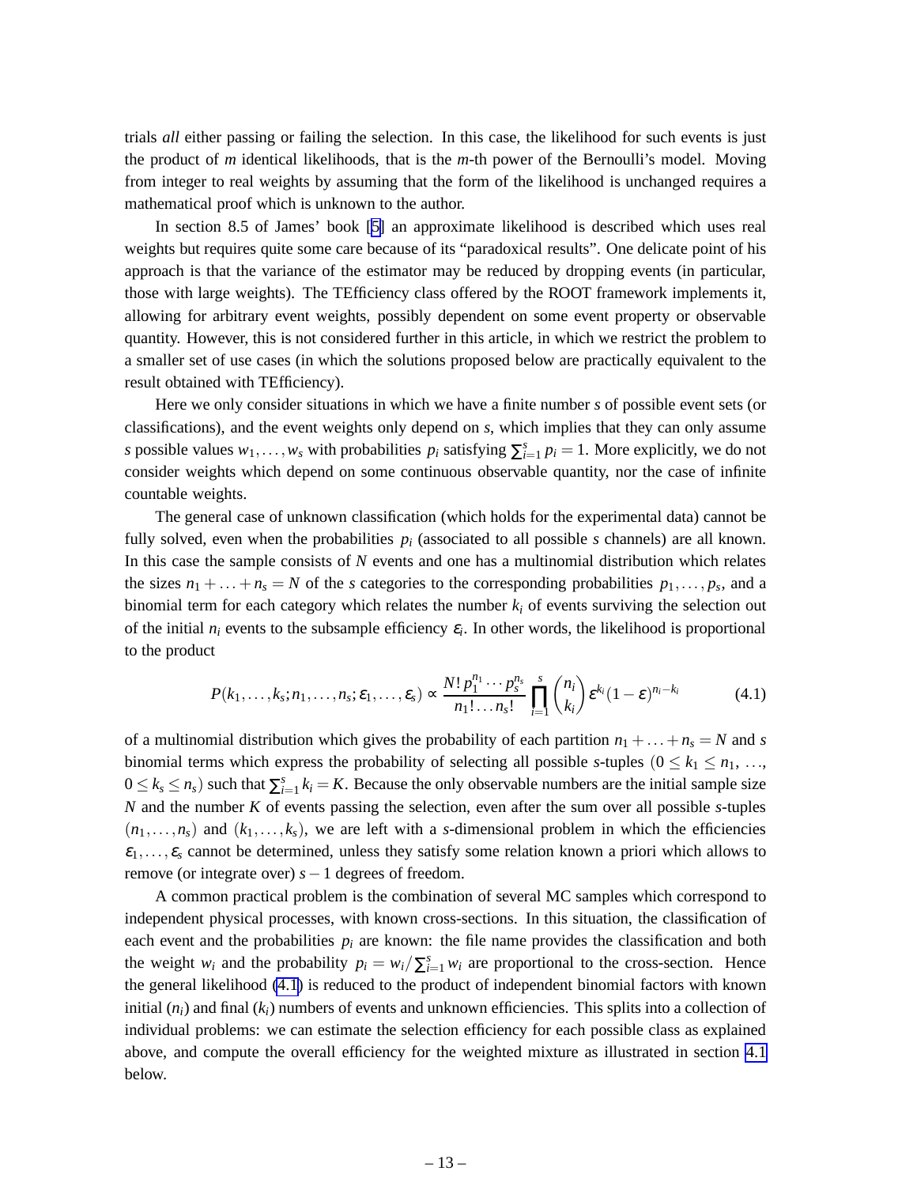trials *all* either passing or failing the selection. In this case, the likelihood for such events is just the product of $m$ identical likelihoods, that is the $m$-th power of the Bernoulli's model. Moving from integer to real weights by assuming that the form of the likelihood is unchanged requires a mathematical proof which is unknown to the author.

In section 8.5 of James' book [5] an approximate likelihood is described which uses real weights but requires quite some care because of its "paradoxical results". One delicate point of his approach is that the variance of the estimator may be reduced by dropping events (in particular, those with large weights). The TEfficiency class offered by the ROOT framework implements it, allowing for arbitrary event weights, possibly dependent on some event property or observable quantity. However, this is not considered further in this article, in which we restrict the problem to a smaller set of use cases (in which the solutions proposed below are practically equivalent to the result obtained with TEfficiency).

Here we only consider situations in which we have a finite number $s$ of possible event sets (or classifications), and the event weights only depend on $s$, which implies that they can only assume $s$ possible values $w_1,\ldots,w_s$ with probabilities $p_i$ satisfying $\sum_{i=1}^{s} p_i = 1$. More explicitly, we do not consider weights which depend on some continuous observable quantity, nor the case of infinite countable weights.

The general case of unknown classification (which holds for the experimental data) cannot be fully solved, even when the probabilities $p_i$ (associated to all possible $s$ channels) are all known. In this case the sample consists of $N$ events and one has a multinomial distribution which relates the sizes $n_1+\ldots+n_s = N$ of the $s$ categories to the corresponding probabilities $p_1,\ldots,p_s$, and a binomial term for each category which relates the number $k_i$ of events surviving the selection out of the initial $n_i$ events to the subsample efficiency $\varepsilon_i$. In other words, the likelihood is proportional to the product

$$P(k_1,\ldots,k_s;n_1,\ldots,n_s;\varepsilon_1,\ldots,\varepsilon_s) \propto \frac{N!\,p_1^{n_1}\cdots p_s^{n_s}}{n_1!\ldots n_s!}\prod_{i=1}^{s}\binom{n_i}{k_i}\varepsilon^{k_i}(1-\varepsilon)^{n_i-k_i} \tag{4.1}$$

of a multinomial distribution which gives the probability of each partition $n_1+\ldots+n_s = N$ and $s$ binomial terms which express the probability of selecting all possible $s$-tuples ($0 \le k_1 \le n_1$, ..., $0 \le k_s \le n_s$) such that $\sum_{i=1}^{s} k_i = K$. Because the only observable numbers are the initial sample size $N$ and the number $K$ of events passing the selection, even after the sum over all possible $s$-tuples $(n_1,\ldots,n_s)$ and $(k_1,\ldots,k_s)$, we are left with a $s$-dimensional problem in which the efficiencies $\varepsilon_1,\ldots,\varepsilon_s$ cannot be determined, unless they satisfy some relation known a priori which allows to remove (or integrate over) $s-1$ degrees of freedom.

A common practical problem is the combination of several MC samples which correspond to independent physical processes, with known cross-sections. In this situation, the classification of each event and the probabilities $p_i$ are known: the file name provides the classification and both the weight $w_i$ and the probability $p_i = w_i/\sum_{i=1}^{s} w_i$ are proportional to the cross-section. Hence the general likelihood (4.1) is reduced to the product of independent binomial factors with known initial ($n_i$) and final ($k_i$) numbers of events and unknown efficiencies. This splits into a collection of individual problems: we can estimate the selection efficiency for each possible class as explained above, and compute the overall efficiency for the weighted mixture as illustrated in section 4.1 below.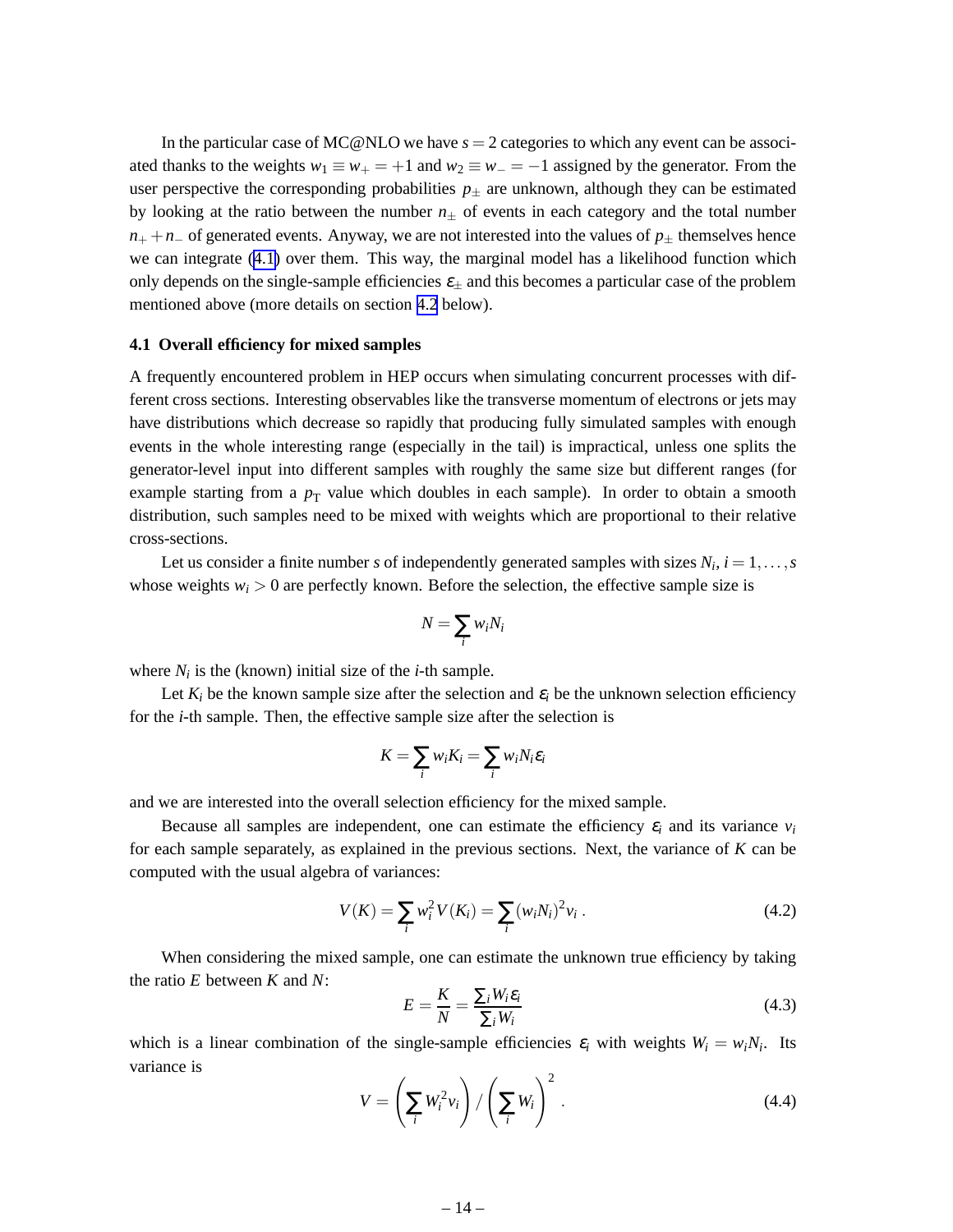In the particular case of MC@NLO we have $s = 2$ categories to which any event can be associated thanks to the weights $w_1 \equiv w_+ = +1$ and $w_2 \equiv w_- = -1$ assigned by the generator. From the user perspective the corresponding probabilities $p_\pm$ are unknown, although they can be estimated by looking at the ratio between the number $n_\pm$ of events in each category and the total number $n_+ + n_-$ of generated events. Anyway, we are not interested into the values of $p_\pm$ themselves hence we can integrate (4.1) over them. This way, the marginal model has a likelihood function which only depends on the single-sample efficiencies $\varepsilon_\pm$ and this becomes a particular case of the problem mentioned above (more details on section 4.2 below).

### 4.1 Overall efficiency for mixed samples

A frequently encountered problem in HEP occurs when simulating concurrent processes with different cross sections. Interesting observables like the transverse momentum of electrons or jets may have distributions which decrease so rapidly that producing fully simulated samples with enough events in the whole interesting range (especially in the tail) is impractical, unless one splits the generator-level input into different samples with roughly the same size but different ranges (for example starting from a $p_{\mathrm{T}}$ value which doubles in each sample). In order to obtain a smooth distribution, such samples need to be mixed with weights which are proportional to their relative cross-sections.

Let us consider a finite number $s$ of independently generated samples with sizes $N_i$, $i = 1, \ldots, s$ whose weights $w_i > 0$ are perfectly known. Before the selection, the effective sample size is

$$N = \sum_i w_i N_i$$

where $N_i$ is the (known) initial size of the $i$-th sample.

Let $K_i$ be the known sample size after the selection and $\varepsilon_i$ be the unknown selection efficiency for the $i$-th sample. Then, the effective sample size after the selection is

$$K = \sum_i w_i K_i = \sum_i w_i N_i \varepsilon_i$$

and we are interested into the overall selection efficiency for the mixed sample.

Because all samples are independent, one can estimate the efficiency $\varepsilon_i$ and its variance $v_i$ for each sample separately, as explained in the previous sections. Next, the variance of $K$ can be computed with the usual algebra of variances:

$$V(K) = \sum_i w_i^2 V(K_i) = \sum_i (w_i N_i)^2 v_i \,. \tag{4.2}$$

When considering the mixed sample, one can estimate the unknown true efficiency by taking the ratio $E$ between $K$ and $N$:

$$E = \frac{K}{N} = \frac{\sum_i W_i \varepsilon_i}{\sum_i W_i} \tag{4.3}$$

which is a linear combination of the single-sample efficiencies $\varepsilon_i$ with weights $W_i = w_i N_i$. Its variance is

$$V = \left( \sum_i W_i^2 v_i \right) \Big/ \left( \sum_i W_i \right)^2 \,. \tag{4.4}$$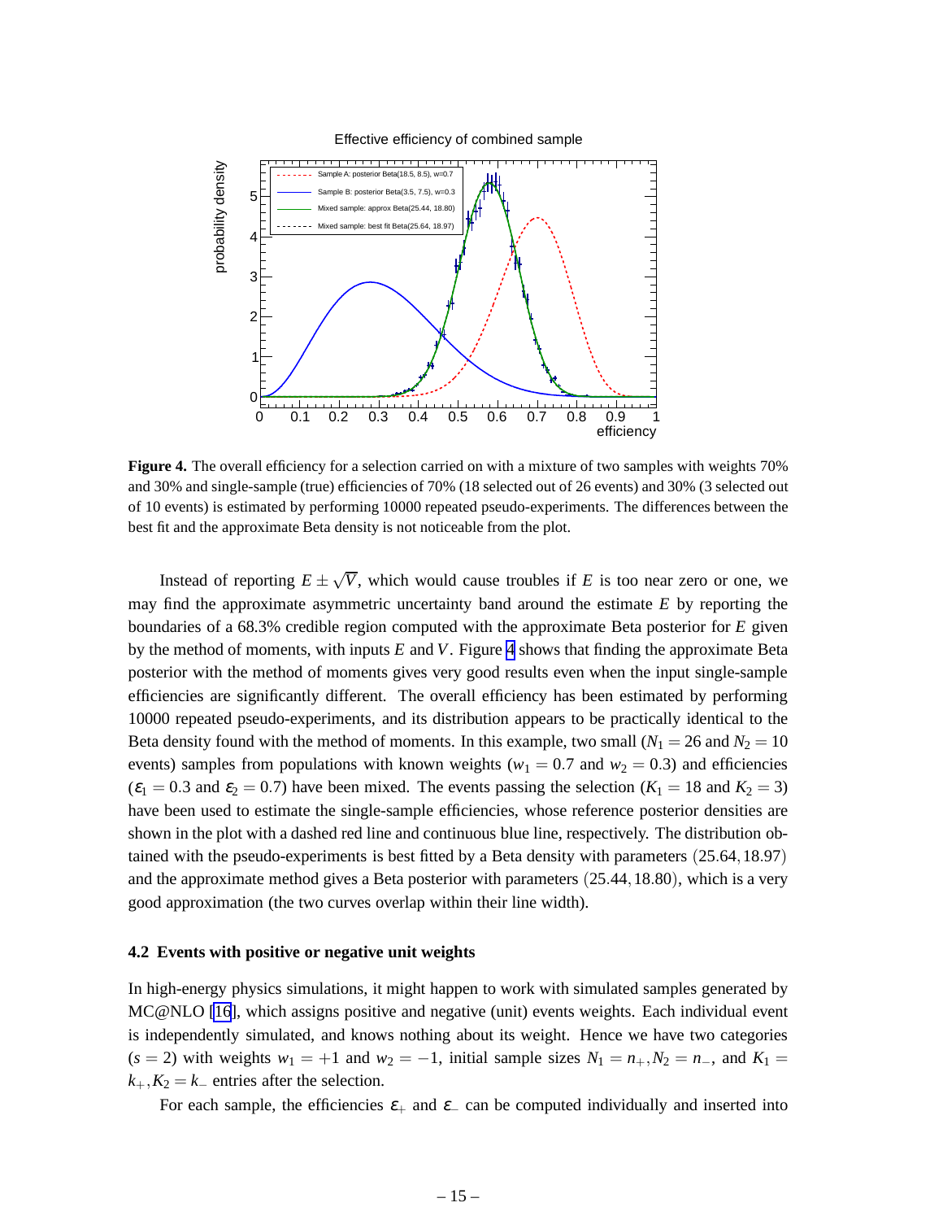**Figure 4.** The overall efficiency for a selection carried on with a mixture of two samples with weights 70% and 30% and single-sample (true) efficiencies of 70% (18 selected out of 26 events) and 30% (3 selected out of 10 events) is estimated by performing 10000 repeated pseudo-experiments. The differences between the best fit and the approximate Beta density is not noticeable from the plot.

Instead of reporting $E \pm \sqrt{V}$, which would cause troubles if $E$ is too near zero or one, we may find the approximate asymmetric uncertainty band around the estimate $E$ by reporting the boundaries of a 68.3% credible region computed with the approximate Beta posterior for $E$ given by the method of moments, with inputs $E$ and $V$. Figure 4 shows that finding the approximate Beta posterior with the method of moments gives very good results even when the input single-sample efficiencies are significantly different. The overall efficiency has been estimated by performing 10000 repeated pseudo-experiments, and its distribution appears to be practically identical to the Beta density found with the method of moments. In this example, two small ($N_1 = 26$ and $N_2 = 10$ events) samples from populations with known weights ($w_1 = 0.7$ and $w_2 = 0.3$) and efficiencies ($\varepsilon_1 = 0.3$ and $\varepsilon_2 = 0.7$) have been mixed. The events passing the selection ($K_1 = 18$ and $K_2 = 3$) have been used to estimate the single-sample efficiencies, whose reference posterior densities are shown in the plot with a dashed red line and continuous blue line, respectively. The distribution obtained with the pseudo-experiments is best fitted by a Beta density with parameters $(25.64, 18.97)$ and the approximate method gives a Beta posterior with parameters $(25.44, 18.80)$, which is a very good approximation (the two curves overlap within their line width).

### 4.2 Events with positive or negative unit weights

In high-energy physics simulations, it might happen to work with simulated samples generated by MC@NLO [16], which assigns positive and negative (unit) events weights. Each individual event is independently simulated, and knows nothing about its weight. Hence we have two categories ($s = 2$) with weights $w_1 = +1$ and $w_2 = -1$, initial sample sizes $N_1 = n_+, N_2 = n_-$, and $K_1 = k_+, K_2 = k_-$ entries after the selection.

For each sample, the efficiencies $\varepsilon_+$ and $\varepsilon_-$ can be computed individually and inserted into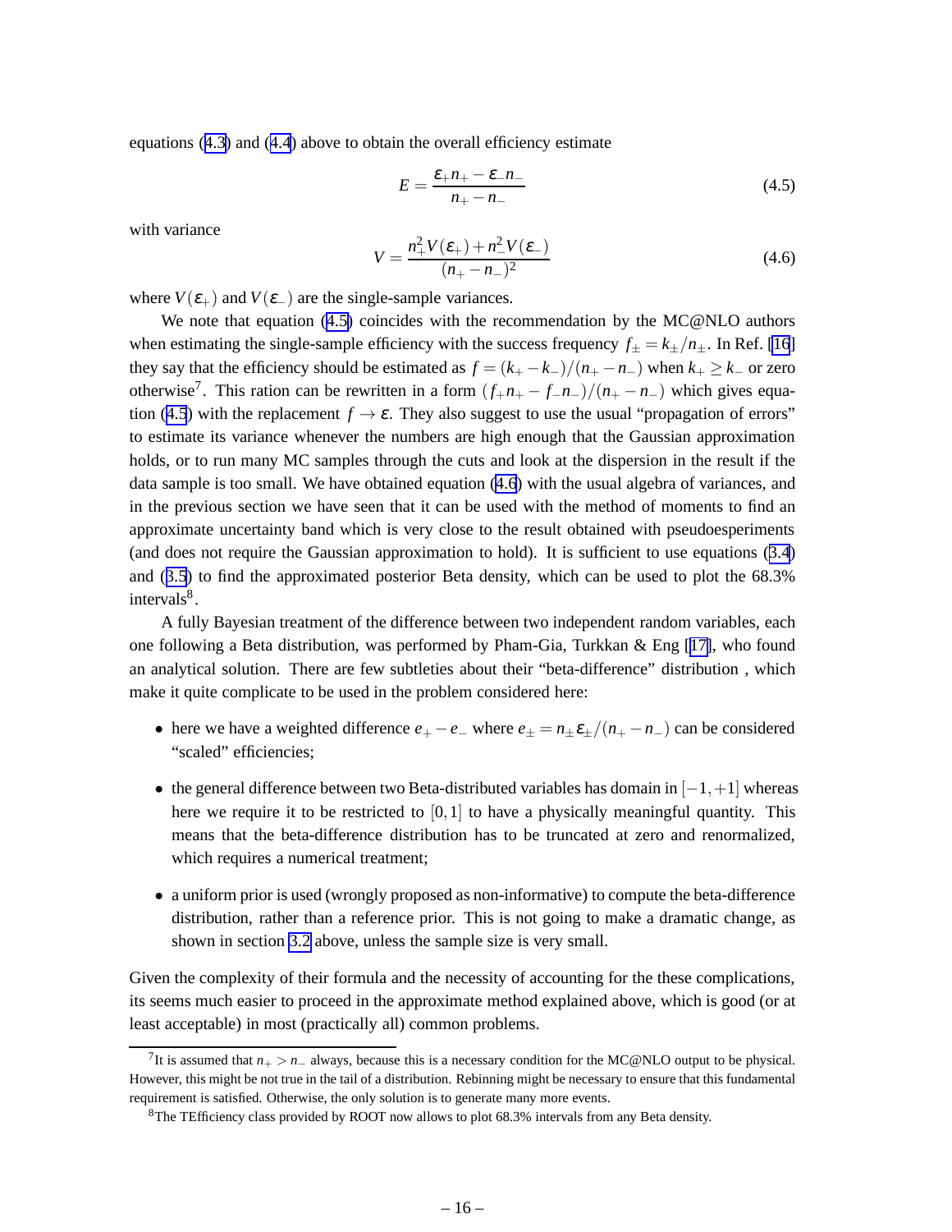equations (4.3) and (4.4) above to obtain the overall efficiency estimate

$$E = \frac{\varepsilon_+ n_+ - \varepsilon_- n_-}{n_+ - n_-} \tag{4.5}$$

with variance

$$V = \frac{n_+^2 V(\varepsilon_+) + n_-^2 V(\varepsilon_-)}{(n_+ - n_-)^2} \tag{4.6}$$

where $V(\varepsilon_+)$ and $V(\varepsilon_-)$ are the single-sample variances.

We note that equation (4.5) coincides with the recommendation by the MC@NLO authors when estimating the single-sample efficiency with the success frequency $f_\pm = k_\pm / n_\pm$. In Ref. [16] they say that the efficiency should be estimated as $f = (k_+ - k_-)/(n_+ - n_-)$ when $k_+ \geq k_-$ or zero otherwise[7]. This ration can be rewritten in a form $(f_+ n_+ - f_- n_-)/(n_+ - n_-)$ which gives equation (4.5) with the replacement $f \to \varepsilon$. They also suggest to use the usual "propagation of errors" to estimate its variance whenever the numbers are high enough that the Gaussian approximation holds, or to run many MC samples through the cuts and look at the dispersion in the result if the data sample is too small. We have obtained equation (4.6) with the usual algebra of variances, and in the previous section we have seen that it can be used with the method of moments to find an approximate uncertainty band which is very close to the result obtained with pseudoesperiments (and does not require the Gaussian approximation to hold). It is sufficient to use equations (3.4) and (3.5) to find the approximated posterior Beta density, which can be used to plot the 68.3% intervals[8].

A fully Bayesian treatment of the difference between two independent random variables, each one following a Beta distribution, was performed by Pham-Gia, Turkkan & Eng [17], who found an analytical solution. There are few subtleties about their "beta-difference" distribution , which make it quite complicate to be used in the problem considered here:

- here we have a weighted difference $e_+ - e_-$ where $e_\pm = n_\pm \varepsilon_\pm / (n_+ - n_-)$ can be considered "scaled" efficiencies;
- the general difference between two Beta-distributed variables has domain in $[-1, +1]$ whereas here we require it to be restricted to $[0, 1]$ to have a physically meaningful quantity. This means that the beta-difference distribution has to be truncated at zero and renormalized, which requires a numerical treatment;
- a uniform prior is used (wrongly proposed as non-informative) to compute the beta-difference distribution, rather than a reference prior. This is not going to make a dramatic change, as shown in section 3.2 above, unless the sample size is very small.

Given the complexity of their formula and the necessity of accounting for the these complications, its seems much easier to proceed in the approximate method explained above, which is good (or at least acceptable) in most (practically all) common problems.

---

[7] It is assumed that $n_+ > n_-$ always, because this is a necessary condition for the MC@NLO output to be physical. However, this might be not true in the tail of a distribution. Rebinning might be necessary to ensure that this fundamental requirement is satisfied. Otherwise, the only solution is to generate many more events.

[8] The TEfficiency class provided by ROOT now allows to plot 68.3% intervals from any Beta density.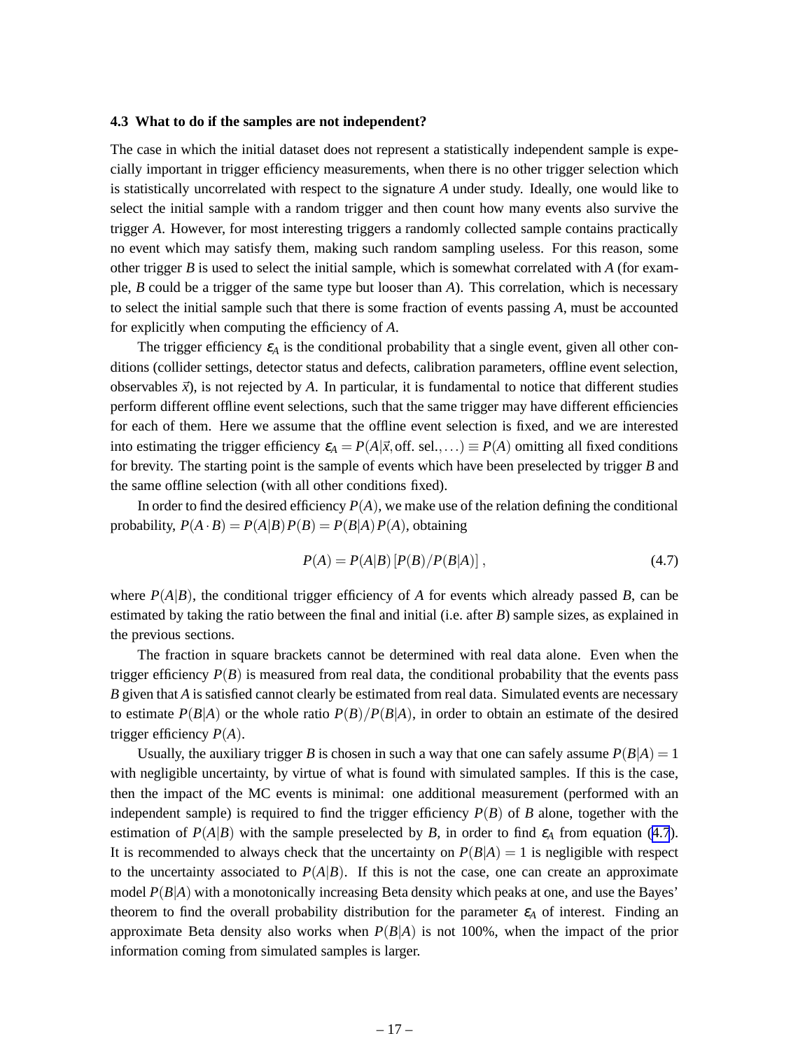### 4.3 What to do if the samples are not independent?

The case in which the initial dataset does not represent a statistically independent sample is especially important in trigger efficiency measurements, when there is no other trigger selection which is statistically uncorrelated with respect to the signature $A$ under study. Ideally, one would like to select the initial sample with a random trigger and then count how many events also survive the trigger $A$. However, for most interesting triggers a randomly collected sample contains practically no event which may satisfy them, making such random sampling useless. For this reason, some other trigger $B$ is used to select the initial sample, which is somewhat correlated with $A$ (for example, $B$ could be a trigger of the same type but looser than $A$). This correlation, which is necessary to select the initial sample such that there is some fraction of events passing $A$, must be accounted for explicitly when computing the efficiency of $A$.

The trigger efficiency $\varepsilon_A$ is the conditional probability that a single event, given all other conditions (collider settings, detector status and defects, calibration parameters, offline event selection, observables $\vec{x}$), is not rejected by $A$. In particular, it is fundamental to notice that different studies perform different offline event selections, such that the same trigger may have different efficiencies for each of them. Here we assume that the offline event selection is fixed, and we are interested into estimating the trigger efficiency $\varepsilon_A = P(A|\vec{x}, \text{off. sel.}, \dots) \equiv P(A)$ omitting all fixed conditions for brevity. The starting point is the sample of events which have been preselected by trigger $B$ and the same offline selection (with all other conditions fixed).

In order to find the desired efficiency $P(A)$, we make use of the relation defining the conditional probability, $P(A \cdot B) = P(A|B)\,P(B) = P(B|A)\,P(A)$, obtaining

$$P(A) = P(A|B)\,[P(B)/P(B|A)]\,, \tag{4.7}$$

where $P(A|B)$, the conditional trigger efficiency of $A$ for events which already passed $B$, can be estimated by taking the ratio between the final and initial (i.e. after $B$) sample sizes, as explained in the previous sections.

The fraction in square brackets cannot be determined with real data alone. Even when the trigger efficiency $P(B)$ is measured from real data, the conditional probability that the events pass $B$ given that $A$ is satisfied cannot clearly be estimated from real data. Simulated events are necessary to estimate $P(B|A)$ or the whole ratio $P(B)/P(B|A)$, in order to obtain an estimate of the desired trigger efficiency $P(A)$.

Usually, the auxiliary trigger $B$ is chosen in such a way that one can safely assume $P(B|A) = 1$ with negligible uncertainty, by virtue of what is found with simulated samples. If this is the case, then the impact of the MC events is minimal: one additional measurement (performed with an independent sample) is required to find the trigger efficiency $P(B)$ of $B$ alone, together with the estimation of $P(A|B)$ with the sample preselected by $B$, in order to find $\varepsilon_A$ from equation (4.7). It is recommended to always check that the uncertainty on $P(B|A) = 1$ is negligible with respect to the uncertainty associated to $P(A|B)$. If this is not the case, one can create an approximate model $P(B|A)$ with a monotonically increasing Beta density which peaks at one, and use the Bayes' theorem to find the overall probability distribution for the parameter $\varepsilon_A$ of interest. Finding an approximate Beta density also works when $P(B|A)$ is not 100%, when the impact of the prior information coming from simulated samples is larger.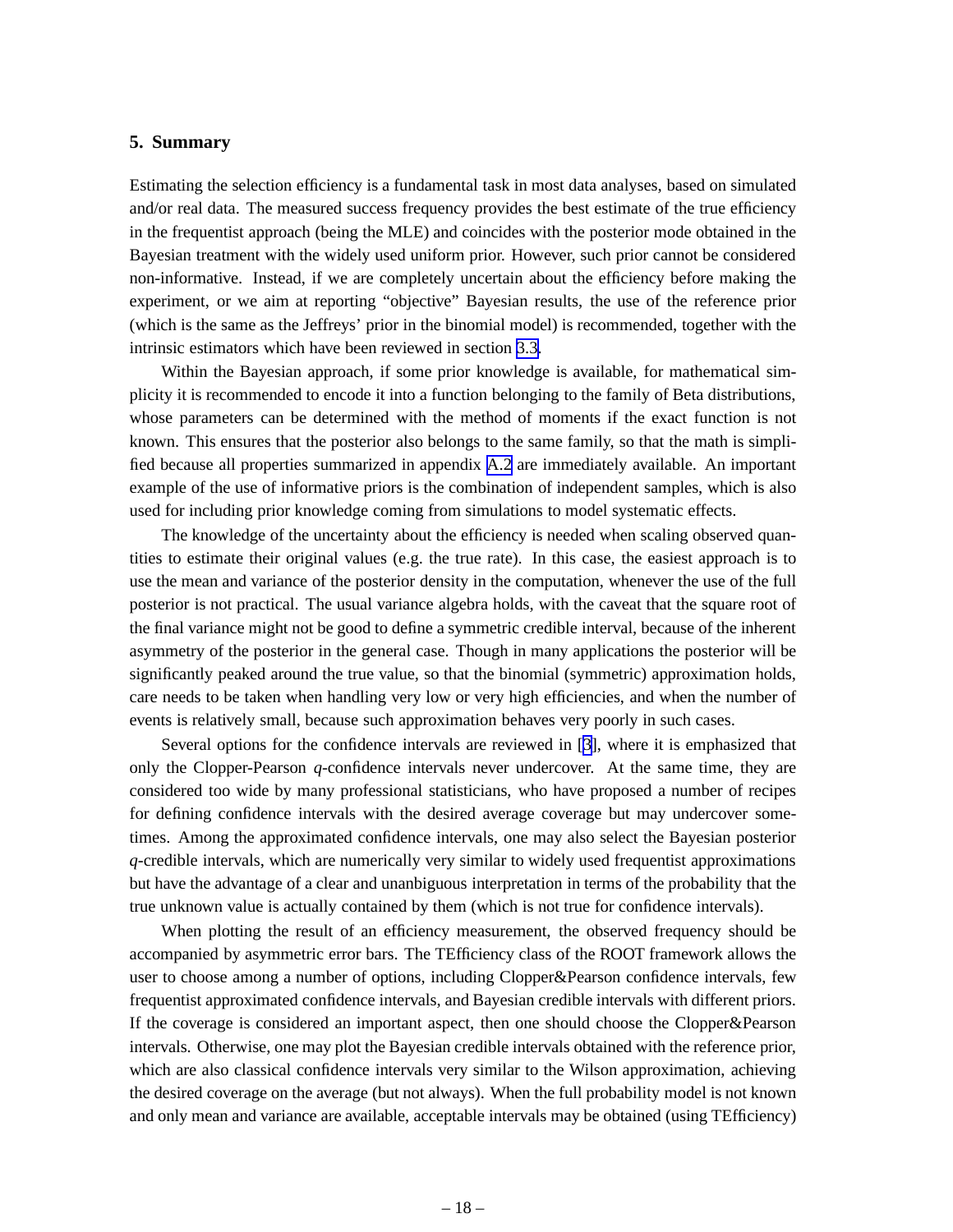## 5. Summary

Estimating the selection efficiency is a fundamental task in most data analyses, based on simulated and/or real data. The measured success frequency provides the best estimate of the true efficiency in the frequentist approach (being the MLE) and coincides with the posterior mode obtained in the Bayesian treatment with the widely used uniform prior. However, such prior cannot be considered non-informative. Instead, if we are completely uncertain about the efficiency before making the experiment, or we aim at reporting "objective" Bayesian results, the use of the reference prior (which is the same as the Jeffreys' prior in the binomial model) is recommended, together with the intrinsic estimators which have been reviewed in section 3.3.

Within the Bayesian approach, if some prior knowledge is available, for mathematical simplicity it is recommended to encode it into a function belonging to the family of Beta distributions, whose parameters can be determined with the method of moments if the exact function is not known. This ensures that the posterior also belongs to the same family, so that the math is simplified because all properties summarized in appendix A.2 are immediately available. An important example of the use of informative priors is the combination of independent samples, which is also used for including prior knowledge coming from simulations to model systematic effects.

The knowledge of the uncertainty about the efficiency is needed when scaling observed quantities to estimate their original values (e.g. the true rate). In this case, the easiest approach is to use the mean and variance of the posterior density in the computation, whenever the use of the full posterior is not practical. The usual variance algebra holds, with the caveat that the square root of the final variance might not be good to define a symmetric credible interval, because of the inherent asymmetry of the posterior in the general case. Though in many applications the posterior will be significantly peaked around the true value, so that the binomial (symmetric) approximation holds, care needs to be taken when handling very low or very high efficiencies, and when the number of events is relatively small, because such approximation behaves very poorly in such cases.

Several options for the confidence intervals are reviewed in [3], where it is emphasized that only the Clopper-Pearson $q$-confidence intervals never undercover. At the same time, they are considered too wide by many professional statisticians, who have proposed a number of recipes for defining confidence intervals with the desired average coverage but may undercover sometimes. Among the approximated confidence intervals, one may also select the Bayesian posterior $q$-credible intervals, which are numerically very similar to widely used frequentist approximations but have the advantage of a clear and unanbiguous interpretation in terms of the probability that the true unknown value is actually contained by them (which is not true for confidence intervals).

When plotting the result of an efficiency measurement, the observed frequency should be accompanied by asymmetric error bars. The TEfficiency class of the ROOT framework allows the user to choose among a number of options, including Clopper&Pearson confidence intervals, few frequentist approximated confidence intervals, and Bayesian credible intervals with different priors. If the coverage is considered an important aspect, then one should choose the Clopper&Pearson intervals. Otherwise, one may plot the Bayesian credible intervals obtained with the reference prior, which are also classical confidence intervals very similar to the Wilson approximation, achieving the desired coverage on the average (but not always). When the full probability model is not known and only mean and variance are available, acceptable intervals may be obtained (using TEfficiency)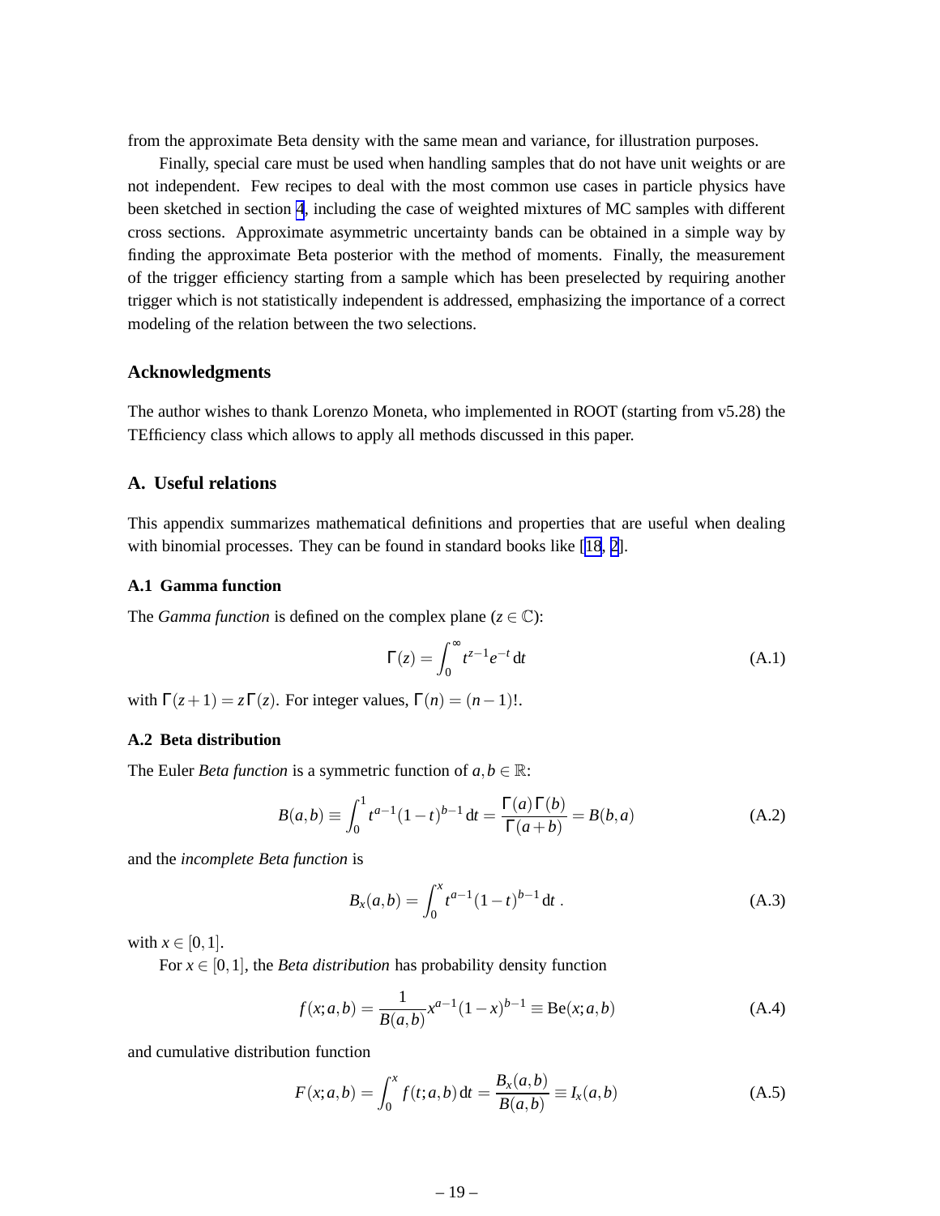from the approximate Beta density with the same mean and variance, for illustration purposes.

Finally, special care must be used when handling samples that do not have unit weights or are not independent. Few recipes to deal with the most common use cases in particle physics have been sketched in section 4, including the case of weighted mixtures of MC samples with different cross sections. Approximate asymmetric uncertainty bands can be obtained in a simple way by finding the approximate Beta posterior with the method of moments. Finally, the measurement of the trigger efficiency starting from a sample which has been preselected by requiring another trigger which is not statistically independent is addressed, emphasizing the importance of a correct modeling of the relation between the two selections.

## Acknowledgments

The author wishes to thank Lorenzo Moneta, who implemented in ROOT (starting from v5.28) the TEfficiency class which allows to apply all methods discussed in this paper.

## A. Useful relations

This appendix summarizes mathematical definitions and properties that are useful when dealing with binomial processes. They can be found in standard books like [18, 2].

### A.1 Gamma function

The *Gamma function* is defined on the complex plane ($z \in \mathbb{C}$):

$$\Gamma(z) = \int_0^\infty t^{z-1} e^{-t}\,\mathrm{d}t \tag{A.1}$$

with $\Gamma(z+1) = z\,\Gamma(z)$. For integer values, $\Gamma(n) = (n-1)!$.

### A.2 Beta distribution

The Euler *Beta function* is a symmetric function of $a, b \in \mathbb{R}$:

$$B(a,b) \equiv \int_0^1 t^{a-1}(1-t)^{b-1}\,\mathrm{d}t = \frac{\Gamma(a)\,\Gamma(b)}{\Gamma(a+b)} = B(b,a) \tag{A.2}$$

and the *incomplete Beta function* is

$$B_x(a,b) = \int_0^x t^{a-1}(1-t)^{b-1}\,\mathrm{d}t\ . \tag{A.3}$$

with $x \in [0,1]$.

For $x \in [0,1]$, the *Beta distribution* has probability density function

$$f(x;a,b) = \frac{1}{B(a,b)} x^{a-1}(1-x)^{b-1} \equiv \mathrm{Be}(x;a,b) \tag{A.4}$$

and cumulative distribution function

$$F(x;a,b) = \int_0^x f(t;a,b)\,\mathrm{d}t = \frac{B_x(a,b)}{B(a,b)} \equiv I_x(a,b) \tag{A.5}$$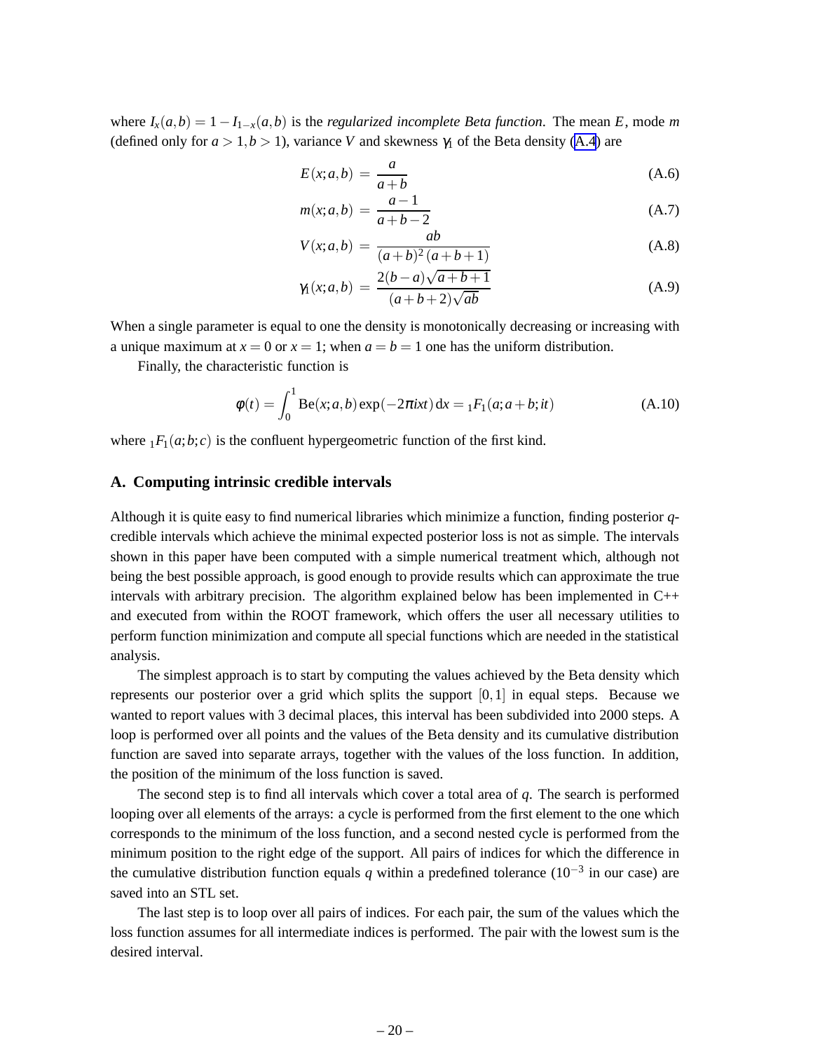where $I_x(a,b) = 1 - I_{1-x}(a,b)$ is the *regularized incomplete Beta function*. The mean $E$, mode $m$ (defined only for $a > 1, b > 1$), variance $V$ and skewness $\gamma_1$ of the Beta density (A.4) are

$$E(x;a,b) = \frac{a}{a+b} \tag{A.6}$$

$$m(x;a,b) = \frac{a-1}{a+b-2} \tag{A.7}$$

$$V(x;a,b) = \frac{ab}{(a+b)^2(a+b+1)} \tag{A.8}$$

$$\gamma_1(x;a,b) = \frac{2(b-a)\sqrt{a+b+1}}{(a+b+2)\sqrt{ab}} \tag{A.9}$$

When a single parameter is equal to one the density is monotonically decreasing or increasing with a unique maximum at $x = 0$ or $x = 1$; when $a = b = 1$ one has the uniform distribution.

Finally, the characteristic function is

$$\phi(t) = \int_0^1 \mathrm{Be}(x;a,b)\exp(-2\pi i x t)\,\mathrm{d}x = {}_1F_1(a;a+b;it) \tag{A.10}$$

where ${}_1F_1(a;b;c)$ is the confluent hypergeometric function of the first kind.

## A. Computing intrinsic credible intervals

Although it is quite easy to find numerical libraries which minimize a function, finding posterior $q$-credible intervals which achieve the minimal expected posterior loss is not as simple. The intervals shown in this paper have been computed with a simple numerical treatment which, although not being the best possible approach, is good enough to provide results which can approximate the true intervals with arbitrary precision. The algorithm explained below has been implemented in C++ and executed from within the ROOT framework, which offers the user all necessary utilities to perform function minimization and compute all special functions which are needed in the statistical analysis.

The simplest approach is to start by computing the values achieved by the Beta density which represents our posterior over a grid which splits the support $[0,1]$ in equal steps. Because we wanted to report values with 3 decimal places, this interval has been subdivided into 2000 steps. A loop is performed over all points and the values of the Beta density and its cumulative distribution function are saved into separate arrays, together with the values of the loss function. In addition, the position of the minimum of the loss function is saved.

The second step is to find all intervals which cover a total area of $q$. The search is performed looping over all elements of the arrays: a cycle is performed from the first element to the one which corresponds to the minimum of the loss function, and a second nested cycle is performed from the minimum position to the right edge of the support. All pairs of indices for which the difference in the cumulative distribution function equals $q$ within a predefined tolerance ($10^{-3}$ in our case) are saved into an STL set.

The last step is to loop over all pairs of indices. For each pair, the sum of the values which the loss function assumes for all intermediate indices is performed. The pair with the lowest sum is the desired interval.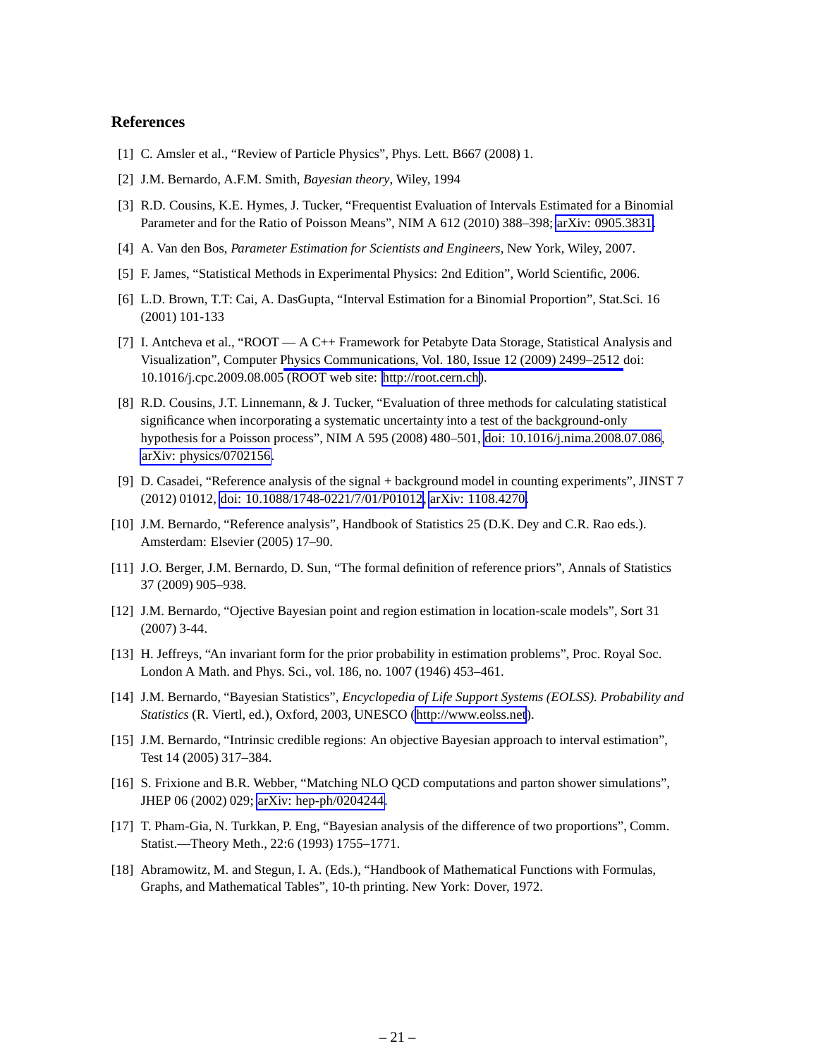## References

[1] C. Amsler et al., "Review of Particle Physics", Phys. Lett. B667 (2008) 1.

[2] J.M. Bernardo, A.F.M. Smith, *Bayesian theory*, Wiley, 1994

[3] R.D. Cousins, K.E. Hymes, J. Tucker, "Frequentist Evaluation of Intervals Estimated for a Binomial Parameter and for the Ratio of Poisson Means", NIM A 612 (2010) 388–398; arXiv: 0905.3831.

[4] A. Van den Bos, *Parameter Estimation for Scientists and Engineers*, New York, Wiley, 2007.

[5] F. James, "Statistical Methods in Experimental Physics: 2nd Edition", World Scientific, 2006.

[6] L.D. Brown, T.T: Cai, A. DasGupta, "Interval Estimation for a Binomial Proportion", Stat.Sci. 16 (2001) 101-133

[7] I. Antcheva et al., "ROOT — A C++ Framework for Petabyte Data Storage, Statistical Analysis and Visualization", Computer Physics Communications, Vol. 180, Issue 12 (2009) 2499–2512 doi: 10.1016/j.cpc.2009.08.005 (ROOT web site: http://root.cern.ch).

[8] R.D. Cousins, J.T. Linnemann, & J. Tucker, "Evaluation of three methods for calculating statistical significance when incorporating a systematic uncertainty into a test of the background-only hypothesis for a Poisson process", NIM A 595 (2008) 480–501, doi: 10.1016/j.nima.2008.07.086, arXiv: physics/0702156.

[9] D. Casadei, "Reference analysis of the signal + background model in counting experiments", JINST 7 (2012) 01012, doi: 10.1088/1748-0221/7/01/P01012, arXiv: 1108.4270.

[10] J.M. Bernardo, "Reference analysis", Handbook of Statistics 25 (D.K. Dey and C.R. Rao eds.). Amsterdam: Elsevier (2005) 17–90.

[11] J.O. Berger, J.M. Bernardo, D. Sun, "The formal definition of reference priors", Annals of Statistics 37 (2009) 905–938.

[12] J.M. Bernardo, "Ojective Bayesian point and region estimation in location-scale models", Sort 31 (2007) 3-44.

[13] H. Jeffreys, "An invariant form for the prior probability in estimation problems", Proc. Royal Soc. London A Math. and Phys. Sci., vol. 186, no. 1007 (1946) 453–461.

[14] J.M. Bernardo, "Bayesian Statistics", *Encyclopedia of Life Support Systems (EOLSS). Probability and Statistics* (R. Viertl, ed.), Oxford, 2003, UNESCO (http://www.eolss.net).

[15] J.M. Bernardo, "Intrinsic credible regions: An objective Bayesian approach to interval estimation", Test 14 (2005) 317–384.

[16] S. Frixione and B.R. Webber, "Matching NLO QCD computations and parton shower simulations", JHEP 06 (2002) 029; arXiv: hep-ph/0204244.

[17] T. Pham-Gia, N. Turkkan, P. Eng, "Bayesian analysis of the difference of two proportions", Comm. Statist.—Theory Meth., 22:6 (1993) 1755–1771.

[18] Abramowitz, M. and Stegun, I. A. (Eds.), "Handbook of Mathematical Functions with Formulas, Graphs, and Mathematical Tables", 10-th printing. New York: Dover, 1972.